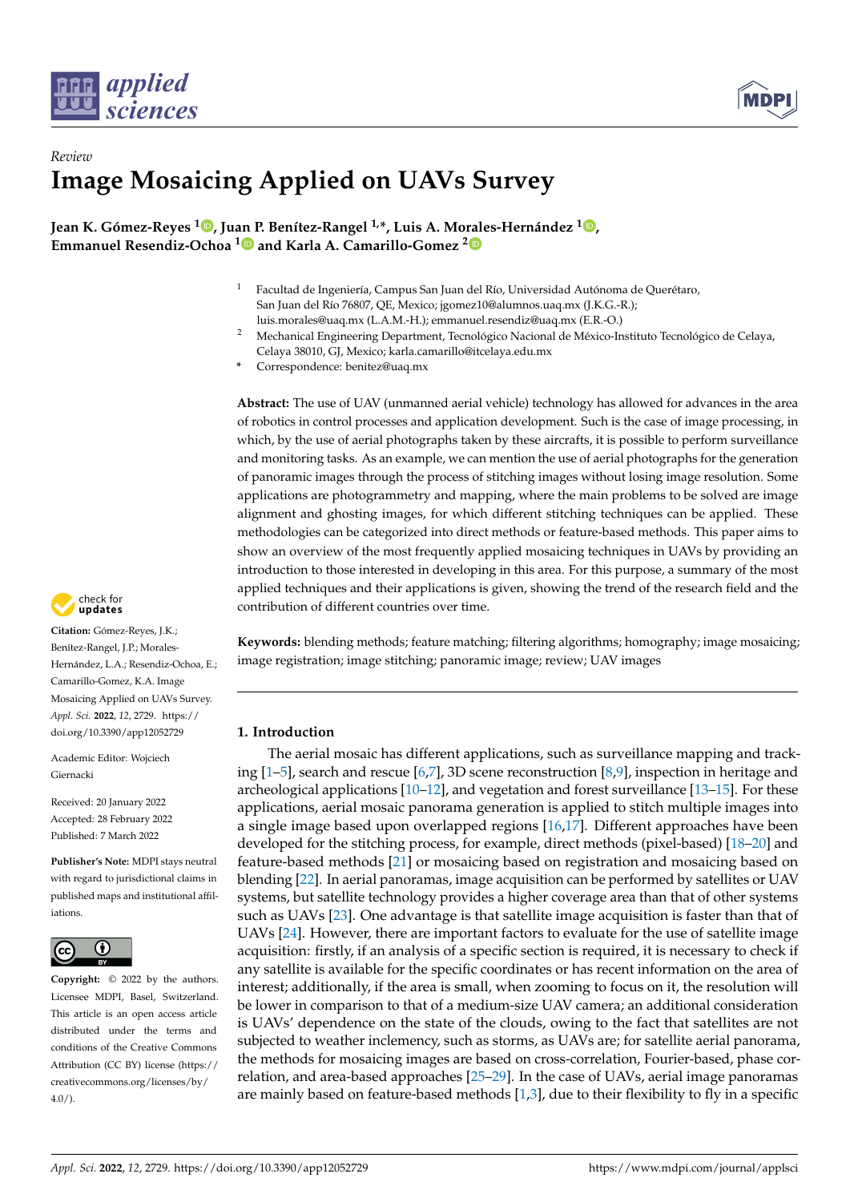Review

# Image Mosaicing Applied on UAVs Survey

**Jean K. Gómez-Reyes [1], Juan P. Benítez-Rangel [1,*], Luis A. Morales-Hernández [1], Emmanuel Resendiz-Ochoa [1] and Karla A. Camarillo-Gomez [2]**

[1] Facultad de Ingeniería, Campus San Juan del Río, Universidad Autónoma de Querétaro, San Juan del Río 76807, QE, Mexico; jgomez10@alumnos.uaq.mx (J.K.G.-R.); luis.morales@uaq.mx (L.A.M.-H.); emmanuel.resendiz@uaq.mx (E.R.-O.)

[2] Mechanical Engineering Department, Tecnológico Nacional de México-Instituto Tecnológico de Celaya, Celaya 38010, GJ, Mexico; karla.camarillo@itcelaya.edu.mx

* Correspondence: benitez@uaq.mx

**Abstract:** The use of UAV (unmanned aerial vehicle) technology has allowed for advances in the area of robotics in control processes and application development. Such is the case of image processing, in which, by the use of aerial photographs taken by these aircrafts, it is possible to perform surveillance and monitoring tasks. As an example, we can mention the use of aerial photographs for the generation of panoramic images through the process of stitching images without losing image resolution. Some applications are photogrammetry and mapping, where the main problems to be solved are image alignment and ghosting images, for which different stitching techniques can be applied. These methodologies can be categorized into direct methods or feature-based methods. This paper aims to show an overview of the most frequently applied mosaicing techniques in UAVs by providing an introduction to those interested in developing in this area. For this purpose, a summary of the most applied techniques and their applications is given, showing the trend of the research field and the contribution of different countries over time.

**Keywords:** blending methods; feature matching; filtering algorithms; homography; image mosaicing; image registration; image stitching; panoramic image; review; UAV images

**Citation:** Gómez-Reyes, J.K.; Benítez-Rangel, J.P.; Morales-Hernández, L.A.; Resendiz-Ochoa, E.; Camarillo-Gomez, K.A. Image Mosaicing Applied on UAVs Survey. *Appl. Sci.* **2022**, *12*, 2729. https://doi.org/10.3390/app12052729

Academic Editor: Wojciech Giernacki

Received: 20 January 2022
Accepted: 28 February 2022
Published: 7 March 2022

**Publisher's Note:** MDPI stays neutral with regard to jurisdictional claims in published maps and institutional affiliations.

**Copyright:** © 2022 by the authors. Licensee MDPI, Basel, Switzerland. This article is an open access article distributed under the terms and conditions of the Creative Commons Attribution (CC BY) license (https://creativecommons.org/licenses/by/4.0/).

## 1. Introduction

The aerial mosaic has different applications, such as surveillance mapping and tracking [1–5], search and rescue [6,7], 3D scene reconstruction [8,9], inspection in heritage and archeological applications [10–12], and vegetation and forest surveillance [13–15]. For these applications, aerial mosaic panorama generation is applied to stitch multiple images into a single image based upon overlapped regions [16,17]. Different approaches have been developed for the stitching process, for example, direct methods (pixel-based) [18–20] and feature-based methods [21] or mosaicing based on registration and mosaicing based on blending [22]. In aerial panoramas, image acquisition can be performed by satellites or UAV systems, but satellite technology provides a higher coverage area than that of other systems such as UAVs [23]. One advantage is that satellite image acquisition is faster than that of UAVs [24]. However, there are important factors to evaluate for the use of satellite image acquisition: firstly, if an analysis of a specific section is required, it is necessary to check if any satellite is available for the specific coordinates or has recent information on the area of interest; additionally, if the area is small, when zooming to focus on it, the resolution will be lower in comparison to that of a medium-size UAV camera; an additional consideration is UAVs' dependence on the state of the clouds, owing to the fact that satellites are not subjected to weather inclemency, such as storms, as UAVs are; for satellite aerial panorama, the methods for mosaicing images are based on cross-correlation, Fourier-based, phase correlation, and area-based approaches [25–29]. In the case of UAVs, aerial image panoramas are mainly based on feature-based methods [1,3], due to their flexibility to fly in a specific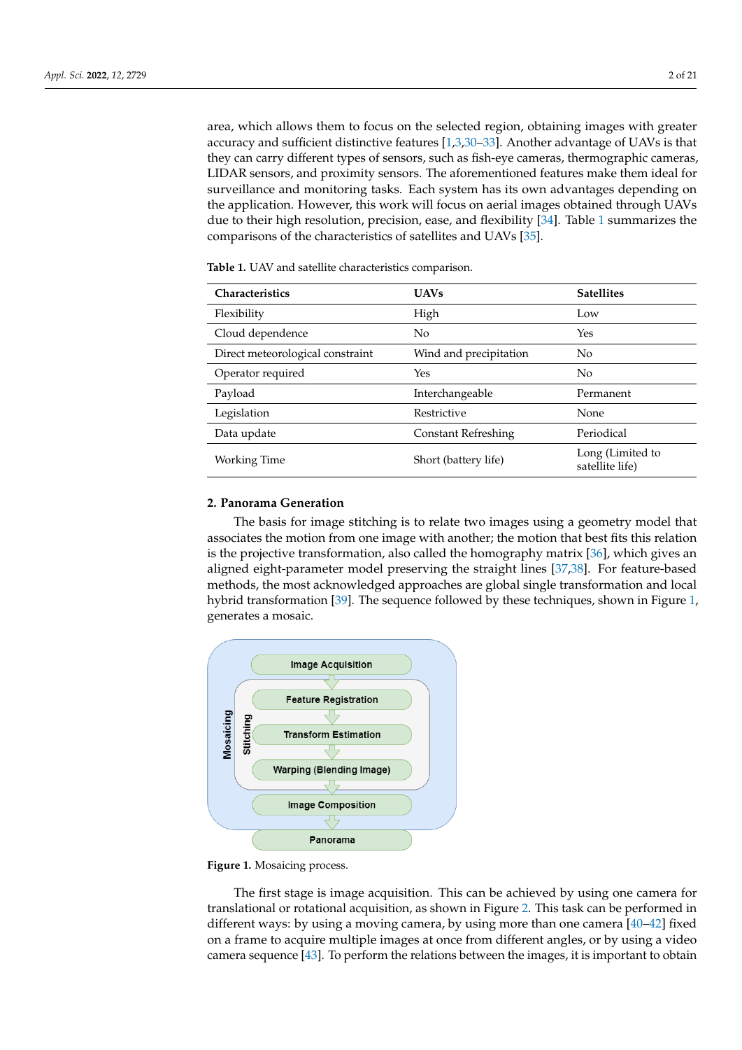area, which allows them to focus on the selected region, obtaining images with greater accuracy and sufficient distinctive features [1,3,30–33]. Another advantage of UAVs is that they can carry different types of sensors, such as fish-eye cameras, thermographic cameras, LIDAR sensors, and proximity sensors. The aforementioned features make them ideal for surveillance and monitoring tasks. Each system has its own advantages depending on the application. However, this work will focus on aerial images obtained through UAVs due to their high resolution, precision, ease, and flexibility [34]. Table 1 summarizes the comparisons of the characteristics of satellites and UAVs [35].

**Table 1.** UAV and satellite characteristics comparison.

| Characteristics | UAVs | Satellites |
|---|---|---|
| Flexibility | High | Low |
| Cloud dependence | No | Yes |
| Direct meteorological constraint | Wind and precipitation | No |
| Operator required | Yes | No |
| Payload | Interchangeable | Permanent |
| Legislation | Restrictive | None |
| Data update | Constant Refreshing | Periodical |
| Working Time | Short (battery life) | Long (Limited to satellite life) |

## 2. Panorama Generation

The basis for image stitching is to relate two images using a geometry model that associates the motion from one image with another; the motion that best fits this relation is the projective transformation, also called the homography matrix [36], which gives an aligned eight-parameter model preserving the straight lines [37,38]. For feature-based methods, the most acknowledged approaches are global single transformation and local hybrid transformation [39]. The sequence followed by these techniques, shown in Figure 1, generates a mosaic.

Mosaicing: Image Acquisition → Stitching (Feature Registration → Transform Estimation → Warping (Blending Image)) → Image Composition → Panorama

**Figure 1.** Mosaicing process.

The first stage is image acquisition. This can be achieved by using one camera for translational or rotational acquisition, as shown in Figure 2. This task can be performed in different ways: by using a moving camera, by using more than one camera [40–42] fixed on a frame to acquire multiple images at once from different angles, or by using a video camera sequence [43]. To perform the relations between the images, it is important to obtain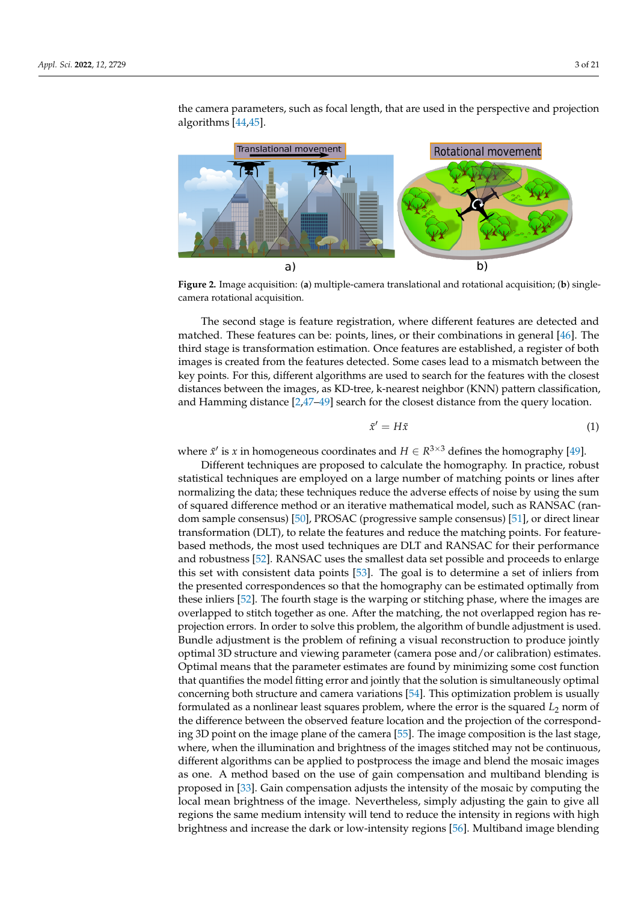the camera parameters, such as focal length, that are used in the perspective and projection algorithms [44,45].

**Figure 2.** Image acquisition: (**a**) multiple-camera translational and rotational acquisition; (**b**) single-camera rotational acquisition.

The second stage is feature registration, where different features are detected and matched. These features can be: points, lines, or their combinations in general [46]. The third stage is transformation estimation. Once features are established, a register of both images is created from the features detected. Some cases lead to a mismatch between the key points. For this, different algorithms are used to search for the features with the closest distances between the images, as KD-tree, k-nearest neighbor (KNN) pattern classification, and Hamming distance [2,47–49] search for the closest distance from the query location.

$$\tilde{x}' = H\tilde{x} \tag{1}$$

where $\tilde{x}'$ is $x$ in homogeneous coordinates and $H \in R^{3\times3}$ defines the homography [49].

Different techniques are proposed to calculate the homography. In practice, robust statistical techniques are employed on a large number of matching points or lines after normalizing the data; these techniques reduce the adverse effects of noise by using the sum of squared difference method or an iterative mathematical model, such as RANSAC (random sample consensus) [50], PROSAC (progressive sample consensus) [51], or direct linear transformation (DLT), to relate the features and reduce the matching points. For feature-based methods, the most used techniques are DLT and RANSAC for their performance and robustness [52]. RANSAC uses the smallest data set possible and proceeds to enlarge this set with consistent data points [53]. The goal is to determine a set of inliers from the presented correspondences so that the homography can be estimated optimally from these inliers [52]. The fourth stage is the warping or stitching phase, where the images are overlapped to stitch together as one. After the matching, the not overlapped region has reprojection errors. In order to solve this problem, the algorithm of bundle adjustment is used. Bundle adjustment is the problem of refining a visual reconstruction to produce jointly optimal 3D structure and viewing parameter (camera pose and/or calibration) estimates. Optimal means that the parameter estimates are found by minimizing some cost function that quantifies the model fitting error and jointly that the solution is simultaneously optimal concerning both structure and camera variations [54]. This optimization problem is usually formulated as a nonlinear least squares problem, where the error is the squared $L_2$ norm of the difference between the observed feature location and the projection of the corresponding 3D point on the image plane of the camera [55]. The image composition is the last stage, where, when the illumination and brightness of the images stitched may not be continuous, different algorithms can be applied to postprocess the image and blend the mosaic images as one. A method based on the use of gain compensation and multiband blending is proposed in [33]. Gain compensation adjusts the intensity of the mosaic by computing the local mean brightness of the image. Nevertheless, simply adjusting the gain to give all regions the same medium intensity will tend to reduce the intensity in regions with high brightness and increase the dark or low-intensity regions [56]. Multiband image blending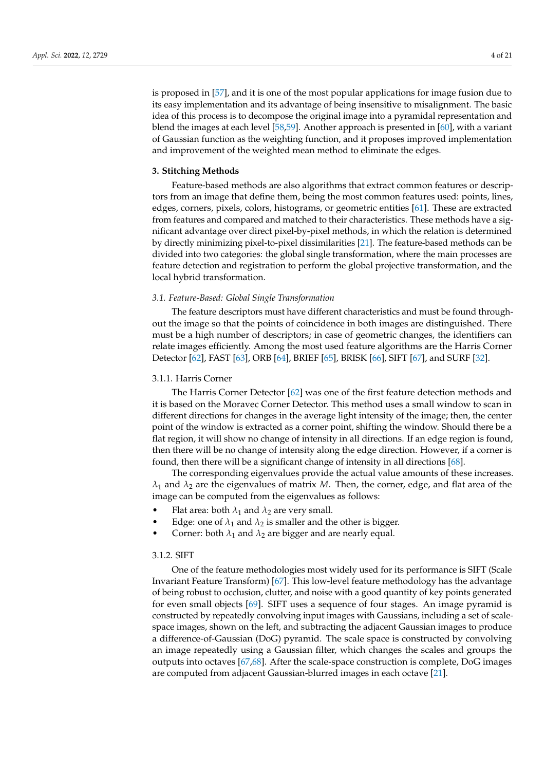is proposed in [57], and it is one of the most popular applications for image fusion due to its easy implementation and its advantage of being insensitive to misalignment. The basic idea of this process is to decompose the original image into a pyramidal representation and blend the images at each level [58,59]. Another approach is presented in [60], with a variant of Gaussian function as the weighting function, and it proposes improved implementation and improvement of the weighted mean method to eliminate the edges.

## 3. Stitching Methods

Feature-based methods are also algorithms that extract common features or descriptors from an image that define them, being the most common features used: points, lines, edges, corners, pixels, colors, histograms, or geometric entities [61]. These are extracted from features and compared and matched to their characteristics. These methods have a significant advantage over direct pixel-by-pixel methods, in which the relation is determined by directly minimizing pixel-to-pixel dissimilarities [21]. The feature-based methods can be divided into two categories: the global single transformation, where the main processes are feature detection and registration to perform the global projective transformation, and the local hybrid transformation.

### *3.1. Feature-Based: Global Single Transformation*

The feature descriptors must have different characteristics and must be found throughout the image so that the points of coincidence in both images are distinguished. There must be a high number of descriptors; in case of geometric changes, the identifiers can relate images efficiently. Among the most used feature algorithms are the Harris Corner Detector [62], FAST [63], ORB [64], BRIEF [65], BRISK [66], SIFT [67], and SURF [32].

#### 3.1.1. Harris Corner

The Harris Corner Detector [62] was one of the first feature detection methods and it is based on the Moravec Corner Detector. This method uses a small window to scan in different directions for changes in the average light intensity of the image; then, the center point of the window is extracted as a corner point, shifting the window. Should there be a flat region, it will show no change of intensity in all directions. If an edge region is found, then there will be no change of intensity along the edge direction. However, if a corner is found, then there will be a significant change of intensity in all directions [68].

The corresponding eigenvalues provide the actual value amounts of these increases. $\lambda_1$ and $\lambda_2$ are the eigenvalues of matrix $M$. Then, the corner, edge, and flat area of the image can be computed from the eigenvalues as follows:

- Flat area: both $\lambda_1$ and $\lambda_2$ are very small.
- Edge: one of $\lambda_1$ and $\lambda_2$ is smaller and the other is bigger.
- Corner: both $\lambda_1$ and $\lambda_2$ are bigger and are nearly equal.

#### 3.1.2. SIFT

One of the feature methodologies most widely used for its performance is SIFT (Scale Invariant Feature Transform) [67]. This low-level feature methodology has the advantage of being robust to occlusion, clutter, and noise with a good quantity of key points generated for even small objects [69]. SIFT uses a sequence of four stages. An image pyramid is constructed by repeatedly convolving input images with Gaussians, including a set of scale-space images, shown on the left, and subtracting the adjacent Gaussian images to produce a difference-of-Gaussian (DoG) pyramid. The scale space is constructed by convolving an image repeatedly using a Gaussian filter, which changes the scales and groups the outputs into octaves [67,68]. After the scale-space construction is complete, DoG images are computed from adjacent Gaussian-blurred images in each octave [21].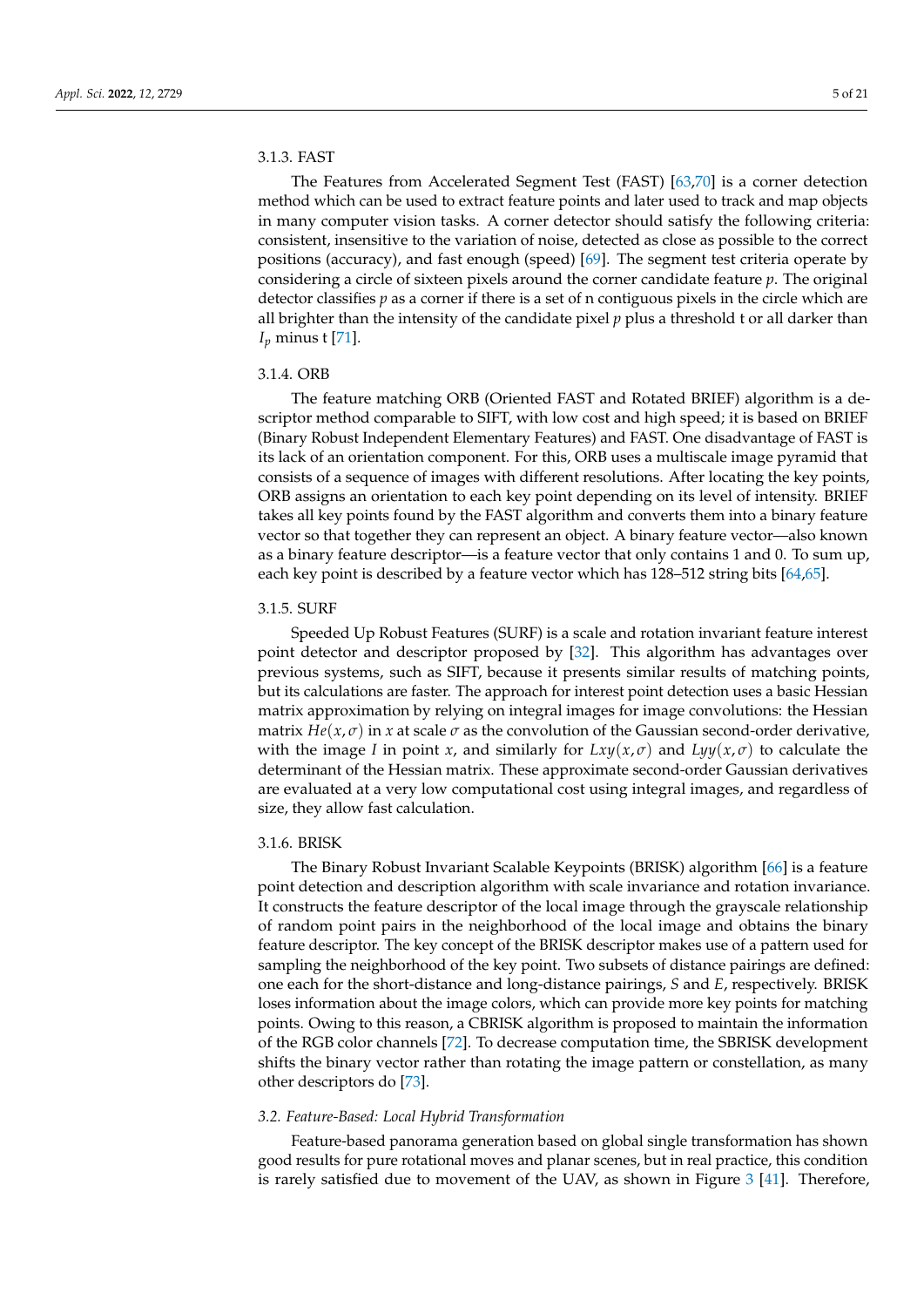### 3.1.3. FAST

The Features from Accelerated Segment Test (FAST) [63,70] is a corner detection method which can be used to extract feature points and later used to track and map objects in many computer vision tasks. A corner detector should satisfy the following criteria: consistent, insensitive to the variation of noise, detected as close as possible to the correct positions (accuracy), and fast enough (speed) [69]. The segment test criteria operate by considering a circle of sixteen pixels around the corner candidate feature $p$. The original detector classifies $p$ as a corner if there is a set of n contiguous pixels in the circle which are all brighter than the intensity of the candidate pixel $p$ plus a threshold t or all darker than $I_p$ minus t [71].

### 3.1.4. ORB

The feature matching ORB (Oriented FAST and Rotated BRIEF) algorithm is a descriptor method comparable to SIFT, with low cost and high speed; it is based on BRIEF (Binary Robust Independent Elementary Features) and FAST. One disadvantage of FAST is its lack of an orientation component. For this, ORB uses a multiscale image pyramid that consists of a sequence of images with different resolutions. After locating the key points, ORB assigns an orientation to each key point depending on its level of intensity. BRIEF takes all key points found by the FAST algorithm and converts them into a binary feature vector so that together they can represent an object. A binary feature vector—also known as a binary feature descriptor—is a feature vector that only contains 1 and 0. To sum up, each key point is described by a feature vector which has 128–512 string bits [64,65].

### 3.1.5. SURF

Speeded Up Robust Features (SURF) is a scale and rotation invariant feature interest point detector and descriptor proposed by [32]. This algorithm has advantages over previous systems, such as SIFT, because it presents similar results of matching points, but its calculations are faster. The approach for interest point detection uses a basic Hessian matrix approximation by relying on integral images for image convolutions: the Hessian matrix $He(x, \sigma)$ in $x$ at scale $\sigma$ as the convolution of the Gaussian second-order derivative, with the image $I$ in point $x$, and similarly for $Lxy(x, \sigma)$ and $Lyy(x, \sigma)$ to calculate the determinant of the Hessian matrix. These approximate second-order Gaussian derivatives are evaluated at a very low computational cost using integral images, and regardless of size, they allow fast calculation.

### 3.1.6. BRISK

The Binary Robust Invariant Scalable Keypoints (BRISK) algorithm [66] is a feature point detection and description algorithm with scale invariance and rotation invariance. It constructs the feature descriptor of the local image through the grayscale relationship of random point pairs in the neighborhood of the local image and obtains the binary feature descriptor. The key concept of the BRISK descriptor makes use of a pattern used for sampling the neighborhood of the key point. Two subsets of distance pairings are defined: one each for the short-distance and long-distance pairings, $S$ and $E$, respectively. BRISK loses information about the image colors, which can provide more key points for matching points. Owing to this reason, a CBRISK algorithm is proposed to maintain the information of the RGB color channels [72]. To decrease computation time, the SBRISK development shifts the binary vector rather than rotating the image pattern or constellation, as many other descriptors do [73].

## 3.2. Feature-Based: Local Hybrid Transformation

Feature-based panorama generation based on global single transformation has shown good results for pure rotational moves and planar scenes, but in real practice, this condition is rarely satisfied due to movement of the UAV, as shown in Figure 3 [41]. Therefore,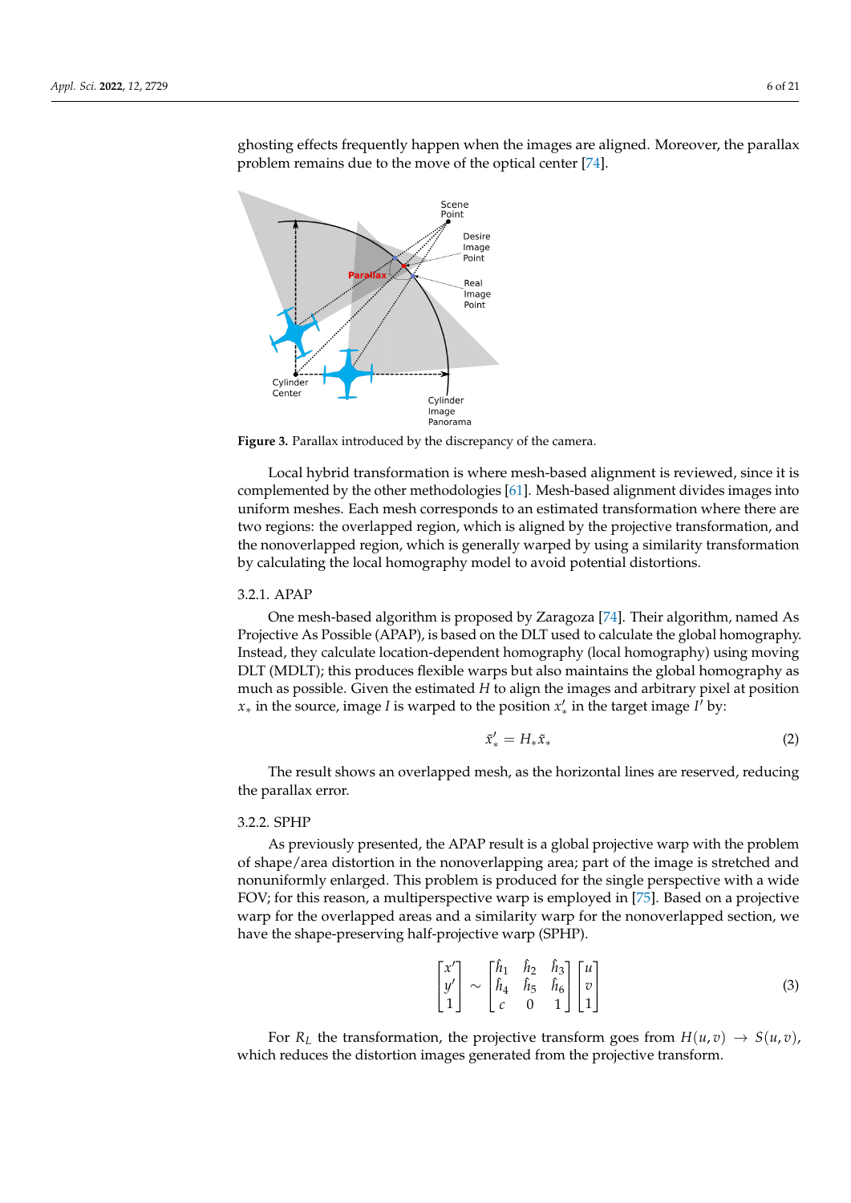ghosting effects frequently happen when the images are aligned. Moreover, the parallax problem remains due to the move of the optical center [74].

**Figure 3.** Parallax introduced by the discrepancy of the camera.

Local hybrid transformation is where mesh-based alignment is reviewed, since it is complemented by the other methodologies [61]. Mesh-based alignment divides images into uniform meshes. Each mesh corresponds to an estimated transformation where there are two regions: the overlapped region, which is aligned by the projective transformation, and the nonoverlapped region, which is generally warped by using a similarity transformation by calculating the local homography model to avoid potential distortions.

### 3.2.1. APAP

One mesh-based algorithm is proposed by Zaragoza [74]. Their algorithm, named As Projective As Possible (APAP), is based on the DLT used to calculate the global homography. Instead, they calculate location-dependent homography (local homography) using moving DLT (MDLT); this produces flexible warps but also maintains the global homography as much as possible. Given the estimated $H$ to align the images and arbitrary pixel at position $x_*$ in the source, image $I$ is warped to the position $x'_*$ in the target image $I'$ by:

$$\tilde{x}'_* = H_* \tilde{x}_* \tag{2}$$

The result shows an overlapped mesh, as the horizontal lines are reserved, reducing the parallax error.

### 3.2.2. SPHP

As previously presented, the APAP result is a global projective warp with the problem of shape/area distortion in the nonoverlapping area; part of the image is stretched and nonuniformly enlarged. This problem is produced for the single perspective with a wide FOV; for this reason, a multiperspective warp is employed in [75]. Based on a projective warp for the overlapped areas and a similarity warp for the nonoverlapped section, we have the shape-preserving half-projective warp (SPHP).

$$\begin{bmatrix} x' \\ y' \\ 1 \end{bmatrix} \sim \begin{bmatrix} \hat{h}_1 & \hat{h}_2 & \hat{h}_3 \\ \hat{h}_4 & \hat{h}_5 & \hat{h}_6 \\ c & 0 & 1 \end{bmatrix} \begin{bmatrix} u \\ v \\ 1 \end{bmatrix} \tag{3}$$

For $R_L$ the transformation, the projective transform goes from $H(u, v) \rightarrow S(u, v)$, which reduces the distortion images generated from the projective transform.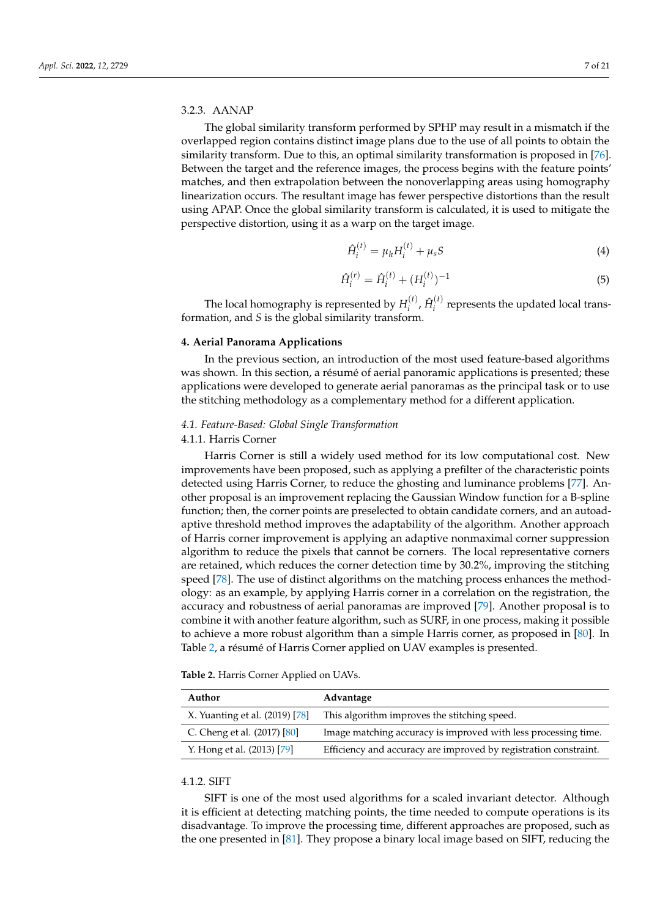### 3.2.3. AANAP

The global similarity transform performed by SPHP may result in a mismatch if the overlapped region contains distinct image plans due to the use of all points to obtain the similarity transform. Due to this, an optimal similarity transformation is proposed in [76]. Between the target and the reference images, the process begins with the feature points' matches, and then extrapolation between the nonoverlapping areas using homography linearization occurs. The resultant image has fewer perspective distortions than the result using APAP. Once the global similarity transform is calculated, it is used to mitigate the perspective distortion, using it as a warp on the target image.

$$\hat{H}_i^{(t)} = \mu_h H_i^{(t)} + \mu_s S \tag{4}$$

$$\hat{H}_i^{(r)} = \hat{H}_i^{(t)} + (H_i^{(t)})^{-1} \tag{5}$$

The local homography is represented by $H_i^{(t)}$, $\hat{H}_i^{(t)}$ represents the updated local transformation, and $S$ is the global similarity transform.

## 4. Aerial Panorama Applications

In the previous section, an introduction of the most used feature-based algorithms was shown. In this section, a résumé of aerial panoramic applications is presented; these applications were developed to generate aerial panoramas as the principal task or to use the stitching methodology as a complementary method for a different application.

### *4.1. Feature-Based: Global Single Transformation*

#### 4.1.1. Harris Corner

Harris Corner is still a widely used method for its low computational cost. New improvements have been proposed, such as applying a prefilter of the characteristic points detected using Harris Corner, to reduce the ghosting and luminance problems [77]. Another proposal is an improvement replacing the Gaussian Window function for a B-spline function; then, the corner points are preselected to obtain candidate corners, and an autoadaptive threshold method improves the adaptability of the algorithm. Another approach of Harris corner improvement is applying an adaptive nonmaximal corner suppression algorithm to reduce the pixels that cannot be corners. The local representative corners are retained, which reduces the corner detection time by 30.2%, improving the stitching speed [78]. The use of distinct algorithms on the matching process enhances the methodology: as an example, by applying Harris corner in a correlation on the registration, the accuracy and robustness of aerial panoramas are improved [79]. Another proposal is to combine it with another feature algorithm, such as SURF, in one process, making it possible to achieve a more robust algorithm than a simple Harris corner, as proposed in [80]. In Table 2, a résumé of Harris Corner applied on UAV examples is presented.

**Table 2.** Harris Corner Applied on UAVs.

| Author | Advantage |
|---|---|
| X. Yuanting et al. (2019) [78] | This algorithm improves the stitching speed. |
| C. Cheng et al. (2017) [80] | Image matching accuracy is improved with less processing time. |
| Y. Hong et al. (2013) [79] | Efficiency and accuracy are improved by registration constraint. |

#### 4.1.2. SIFT

SIFT is one of the most used algorithms for a scaled invariant detector. Although it is efficient at detecting matching points, the time needed to compute operations is its disadvantage. To improve the processing time, different approaches are proposed, such as the one presented in [81]. They propose a binary local image based on SIFT, reducing the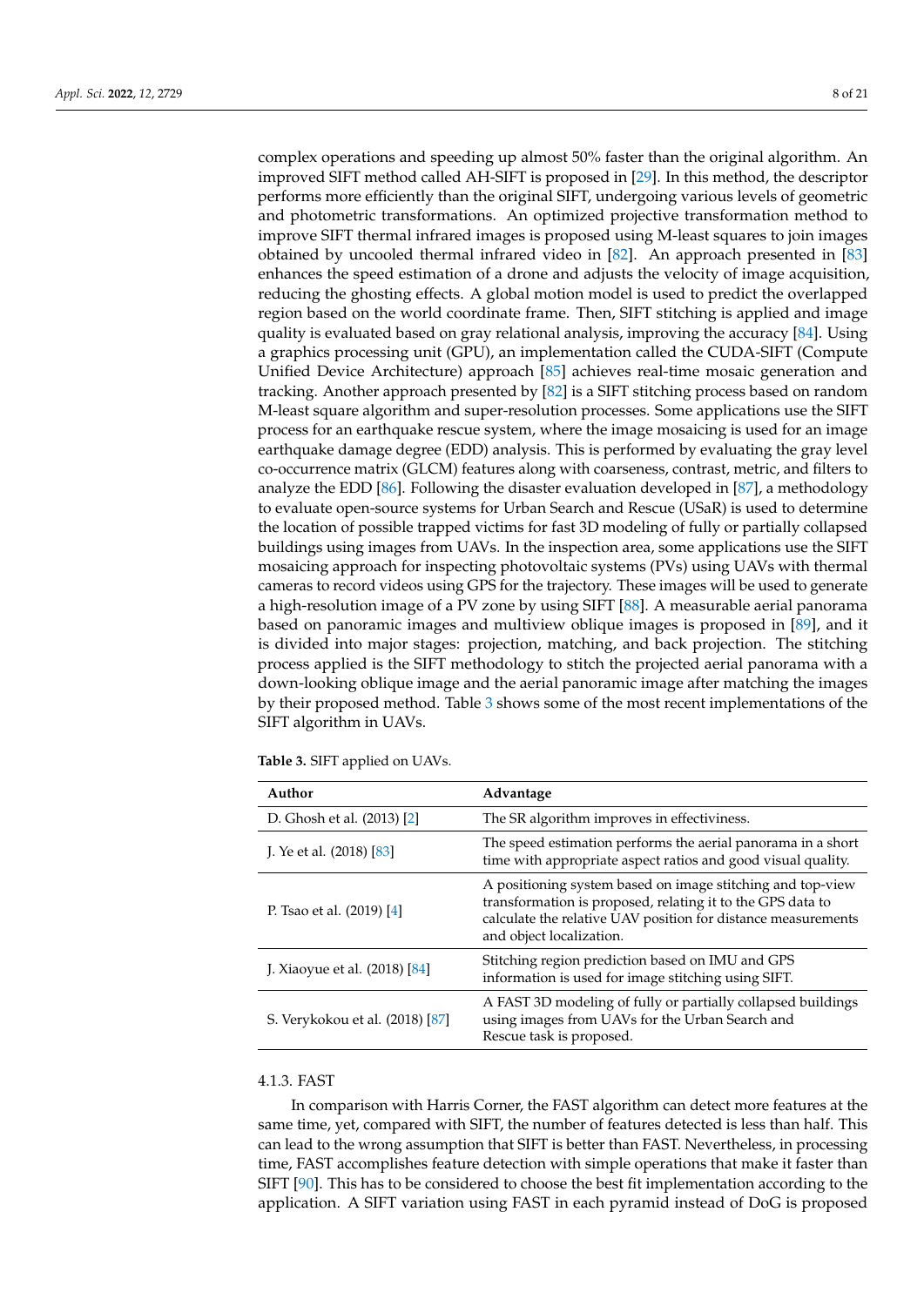complex operations and speeding up almost 50% faster than the original algorithm. An improved SIFT method called AH-SIFT is proposed in [29]. In this method, the descriptor performs more efficiently than the original SIFT, undergoing various levels of geometric and photometric transformations. An optimized projective transformation method to improve SIFT thermal infrared images is proposed using M-least squares to join images obtained by uncooled thermal infrared video in [82]. An approach presented in [83] enhances the speed estimation of a drone and adjusts the velocity of image acquisition, reducing the ghosting effects. A global motion model is used to predict the overlapped region based on the world coordinate frame. Then, SIFT stitching is applied and image quality is evaluated based on gray relational analysis, improving the accuracy [84]. Using a graphics processing unit (GPU), an implementation called the CUDA-SIFT (Compute Unified Device Architecture) approach [85] achieves real-time mosaic generation and tracking. Another approach presented by [82] is a SIFT stitching process based on random M-least square algorithm and super-resolution processes. Some applications use the SIFT process for an earthquake rescue system, where the image mosaicing is used for an image earthquake damage degree (EDD) analysis. This is performed by evaluating the gray level co-occurrence matrix (GLCM) features along with coarseness, contrast, metric, and filters to analyze the EDD [86]. Following the disaster evaluation developed in [87], a methodology to evaluate open-source systems for Urban Search and Rescue (USaR) is used to determine the location of possible trapped victims for fast 3D modeling of fully or partially collapsed buildings using images from UAVs. In the inspection area, some applications use the SIFT mosaicing approach for inspecting photovoltaic systems (PVs) using UAVs with thermal cameras to record videos using GPS for the trajectory. These images will be used to generate a high-resolution image of a PV zone by using SIFT [88]. A measurable aerial panorama based on panoramic images and multiview oblique images is proposed in [89], and it is divided into major stages: projection, matching, and back projection. The stitching process applied is the SIFT methodology to stitch the projected aerial panorama with a down-looking oblique image and the aerial panoramic image after matching the images by their proposed method. Table 3 shows some of the most recent implementations of the SIFT algorithm in UAVs.

**Table 3.** SIFT applied on UAVs.

| Author | Advantage |
|---|---|
| D. Ghosh et al. (2013) [2] | The SR algorithm improves in effectiviness. |
| J. Ye et al. (2018) [83] | The speed estimation performs the aerial panorama in a short time with appropriate aspect ratios and good visual quality. |
| P. Tsao et al. (2019) [4] | A positioning system based on image stitching and top-view transformation is proposed, relating it to the GPS data to calculate the relative UAV position for distance measurements and object localization. |
| J. Xiaoyue et al. (2018) [84] | Stitching region prediction based on IMU and GPS information is used for image stitching using SIFT. |
| S. Verykokou et al. (2018) [87] | A FAST 3D modeling of fully or partially collapsed buildings using images from UAVs for the Urban Search and Rescue task is proposed. |

#### 4.1.3. FAST

In comparison with Harris Corner, the FAST algorithm can detect more features at the same time, yet, compared with SIFT, the number of features detected is less than half. This can lead to the wrong assumption that SIFT is better than FAST. Nevertheless, in processing time, FAST accomplishes feature detection with simple operations that make it faster than SIFT [90]. This has to be considered to choose the best fit implementation according to the application. A SIFT variation using FAST in each pyramid instead of DoG is proposed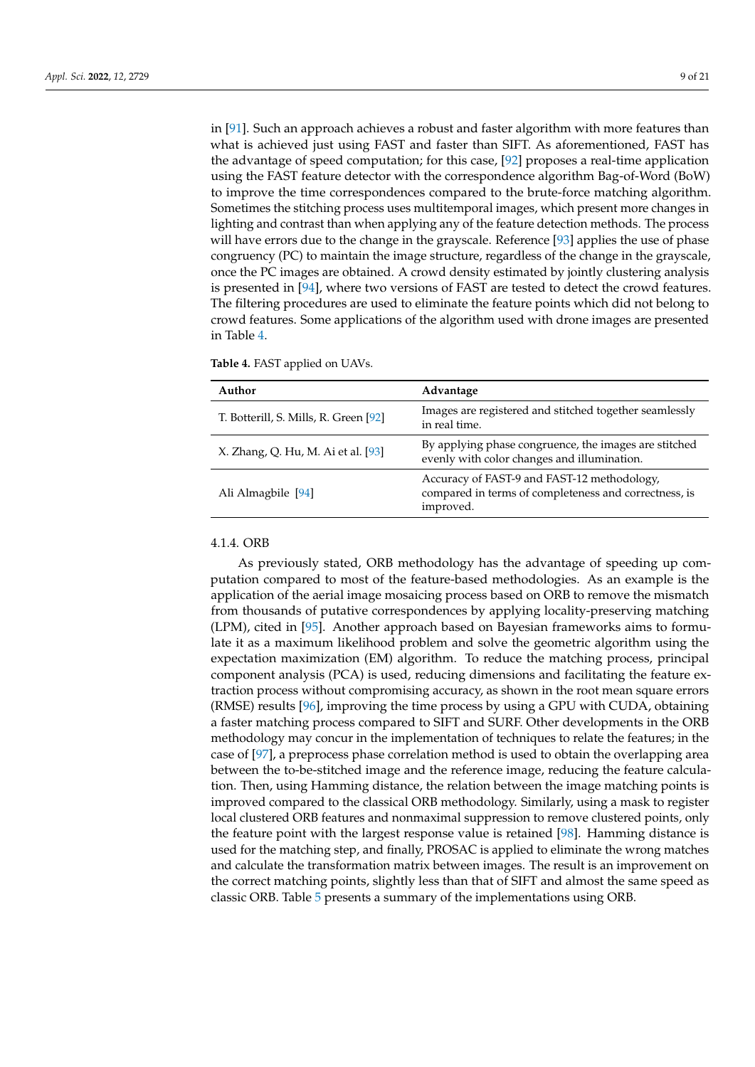in [91]. Such an approach achieves a robust and faster algorithm with more features than what is achieved just using FAST and faster than SIFT. As aforementioned, FAST has the advantage of speed computation; for this case, [92] proposes a real-time application using the FAST feature detector with the correspondence algorithm Bag-of-Word (BoW) to improve the time correspondences compared to the brute-force matching algorithm. Sometimes the stitching process uses multitemporal images, which present more changes in lighting and contrast than when applying any of the feature detection methods. The process will have errors due to the change in the grayscale. Reference [93] applies the use of phase congruency (PC) to maintain the image structure, regardless of the change in the grayscale, once the PC images are obtained. A crowd density estimated by jointly clustering analysis is presented in [94], where two versions of FAST are tested to detect the crowd features. The filtering procedures are used to eliminate the feature points which did not belong to crowd features. Some applications of the algorithm used with drone images are presented in Table 4.

**Table 4.** FAST applied on UAVs.

| Author | Advantage |
|---|---|
| T. Botterill, S. Mills, R. Green [92] | Images are registered and stitched together seamlessly in real time. |
| X. Zhang, Q. Hu, M. Ai et al. [93] | By applying phase congruence, the images are stitched evenly with color changes and illumination. |
| Ali Almagbile [94] | Accuracy of FAST-9 and FAST-12 methodology, compared in terms of completeness and correctness, is improved. |

#### 4.1.4. ORB

As previously stated, ORB methodology has the advantage of speeding up computation compared to most of the feature-based methodologies. As an example is the application of the aerial image mosaicing process based on ORB to remove the mismatch from thousands of putative correspondences by applying locality-preserving matching (LPM), cited in [95]. Another approach based on Bayesian frameworks aims to formulate it as a maximum likelihood problem and solve the geometric algorithm using the expectation maximization (EM) algorithm. To reduce the matching process, principal component analysis (PCA) is used, reducing dimensions and facilitating the feature extraction process without compromising accuracy, as shown in the root mean square errors (RMSE) results [96], improving the time process by using a GPU with CUDA, obtaining a faster matching process compared to SIFT and SURF. Other developments in the ORB methodology may concur in the implementation of techniques to relate the features; in the case of [97], a preprocess phase correlation method is used to obtain the overlapping area between the to-be-stitched image and the reference image, reducing the feature calculation. Then, using Hamming distance, the relation between the image matching points is improved compared to the classical ORB methodology. Similarly, using a mask to register local clustered ORB features and nonmaximal suppression to remove clustered points, only the feature point with the largest response value is retained [98]. Hamming distance is used for the matching step, and finally, PROSAC is applied to eliminate the wrong matches and calculate the transformation matrix between images. The result is an improvement on the correct matching points, slightly less than that of SIFT and almost the same speed as classic ORB. Table 5 presents a summary of the implementations using ORB.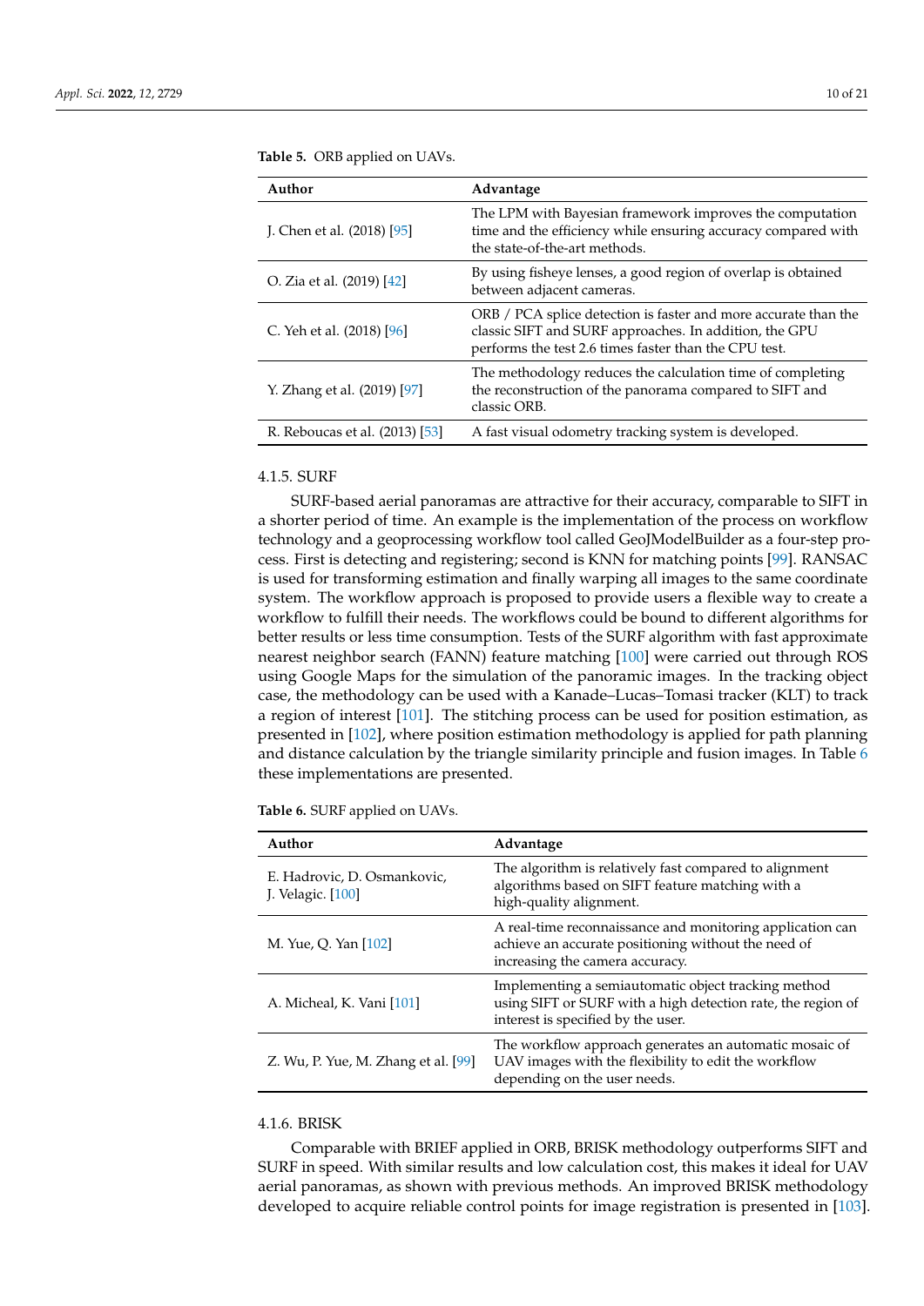**Table 5.** ORB applied on UAVs.

| Author | Advantage |
| --- | --- |
| J. Chen et al. (2018) [95] | The LPM with Bayesian framework improves the computation time and the efficiency while ensuring accuracy compared with the state-of-the-art methods. |
| O. Zia et al. (2019) [42] | By using fisheye lenses, a good region of overlap is obtained between adjacent cameras. |
| C. Yeh et al. (2018) [96] | ORB / PCA splice detection is faster and more accurate than the classic SIFT and SURF approaches. In addition, the GPU performs the test 2.6 times faster than the CPU test. |
| Y. Zhang et al. (2019) [97] | The methodology reduces the calculation time of completing the reconstruction of the panorama compared to SIFT and classic ORB. |
| R. Reboucas et al. (2013) [53] | A fast visual odometry tracking system is developed. |

#### 4.1.5. SURF

SURF-based aerial panoramas are attractive for their accuracy, comparable to SIFT in a shorter period of time. An example is the implementation of the process on workflow technology and a geoprocessing workflow tool called GeoJModelBuilder as a four-step process. First is detecting and registering; second is KNN for matching points [99]. RANSAC is used for transforming estimation and finally warping all images to the same coordinate system. The workflow approach is proposed to provide users a flexible way to create a workflow to fulfill their needs. The workflows could be bound to different algorithms for better results or less time consumption. Tests of the SURF algorithm with fast approximate nearest neighbor search (FANN) feature matching [100] were carried out through ROS using Google Maps for the simulation of the panoramic images. In the tracking object case, the methodology can be used with a Kanade–Lucas–Tomasi tracker (KLT) to track a region of interest [101]. The stitching process can be used for position estimation, as presented in [102], where position estimation methodology is applied for path planning and distance calculation by the triangle similarity principle and fusion images. In Table 6 these implementations are presented.

**Table 6.** SURF applied on UAVs.

| Author | Advantage |
| --- | --- |
| E. Hadrovic, D. Osmankovic, J. Velagic. [100] | The algorithm is relatively fast compared to alignment algorithms based on SIFT feature matching with a high-quality alignment. |
| M. Yue, Q. Yan [102] | A real-time reconnaissance and monitoring application can achieve an accurate positioning without the need of increasing the camera accuracy. |
| A. Micheal, K. Vani [101] | Implementing a semiautomatic object tracking method using SIFT or SURF with a high detection rate, the region of interest is specified by the user. |
| Z. Wu, P. Yue, M. Zhang et al. [99] | The workflow approach generates an automatic mosaic of UAV images with the flexibility to edit the workflow depending on the user needs. |

#### 4.1.6. BRISK

Comparable with BRIEF applied in ORB, BRISK methodology outperforms SIFT and SURF in speed. With similar results and low calculation cost, this makes it ideal for UAV aerial panoramas, as shown with previous methods. An improved BRISK methodology developed to acquire reliable control points for image registration is presented in [103].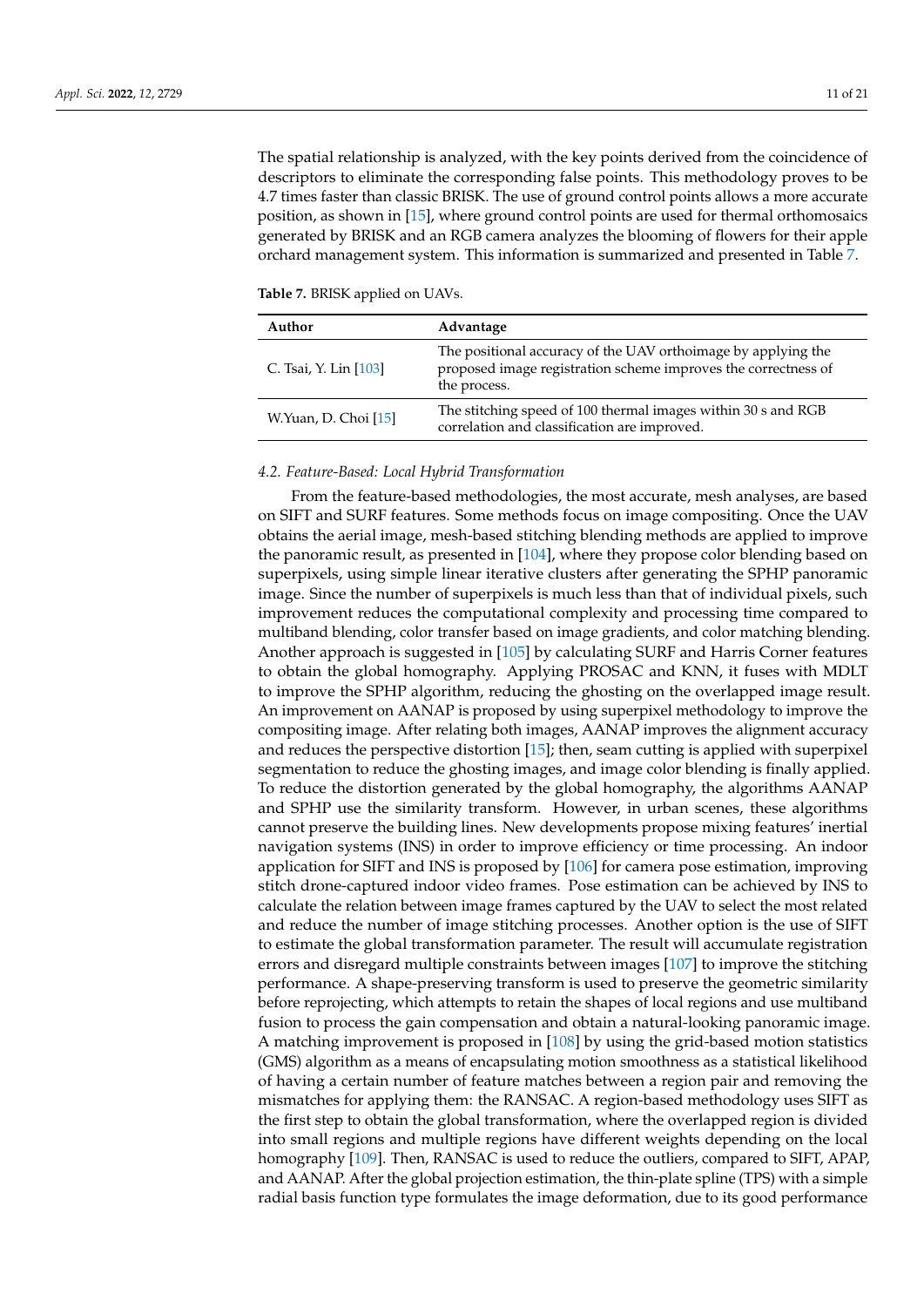The spatial relationship is analyzed, with the key points derived from the coincidence of descriptors to eliminate the corresponding false points. This methodology proves to be 4.7 times faster than classic BRISK. The use of ground control points allows a more accurate position, as shown in [15], where ground control points are used for thermal orthomosaics generated by BRISK and an RGB camera analyzes the blooming of flowers for their apple orchard management system. This information is summarized and presented in Table 7.

**Table 7.** BRISK applied on UAVs.

| Author | Advantage |
|---|---|
| C. Tsai, Y. Lin [103] | The positional accuracy of the UAV orthoimage by applying the proposed image registration scheme improves the correctness of the process. |
| W.Yuan, D. Choi [15] | The stitching speed of 100 thermal images within 30 s and RGB correlation and classification are improved. |

### *4.2. Feature-Based: Local Hybrid Transformation*

From the feature-based methodologies, the most accurate, mesh analyses, are based on SIFT and SURF features. Some methods focus on image compositing. Once the UAV obtains the aerial image, mesh-based stitching blending methods are applied to improve the panoramic result, as presented in [104], where they propose color blending based on superpixels, using simple linear iterative clusters after generating the SPHP panoramic image. Since the number of superpixels is much less than that of individual pixels, such improvement reduces the computational complexity and processing time compared to multiband blending, color transfer based on image gradients, and color matching blending. Another approach is suggested in [105] by calculating SURF and Harris Corner features to obtain the global homography. Applying PROSAC and KNN, it fuses with MDLT to improve the SPHP algorithm, reducing the ghosting on the overlapped image result. An improvement on AANAP is proposed by using superpixel methodology to improve the compositing image. After relating both images, AANAP improves the alignment accuracy and reduces the perspective distortion [15]; then, seam cutting is applied with superpixel segmentation to reduce the ghosting images, and image color blending is finally applied. To reduce the distortion generated by the global homography, the algorithms AANAP and SPHP use the similarity transform. However, in urban scenes, these algorithms cannot preserve the building lines. New developments propose mixing features' inertial navigation systems (INS) in order to improve efficiency or time processing. An indoor application for SIFT and INS is proposed by [106] for camera pose estimation, improving stitch drone-captured indoor video frames. Pose estimation can be achieved by INS to calculate the relation between image frames captured by the UAV to select the most related and reduce the number of image stitching processes. Another option is the use of SIFT to estimate the global transformation parameter. The result will accumulate registration errors and disregard multiple constraints between images [107] to improve the stitching performance. A shape-preserving transform is used to preserve the geometric similarity before reprojecting, which attempts to retain the shapes of local regions and use multiband fusion to process the gain compensation and obtain a natural-looking panoramic image. A matching improvement is proposed in [108] by using the grid-based motion statistics (GMS) algorithm as a means of encapsulating motion smoothness as a statistical likelihood of having a certain number of feature matches between a region pair and removing the mismatches for applying them: the RANSAC. A region-based methodology uses SIFT as the first step to obtain the global transformation, where the overlapped region is divided into small regions and multiple regions have different weights depending on the local homography [109]. Then, RANSAC is used to reduce the outliers, compared to SIFT, APAP, and AANAP. After the global projection estimation, the thin-plate spline (TPS) with a simple radial basis function type formulates the image deformation, due to its good performance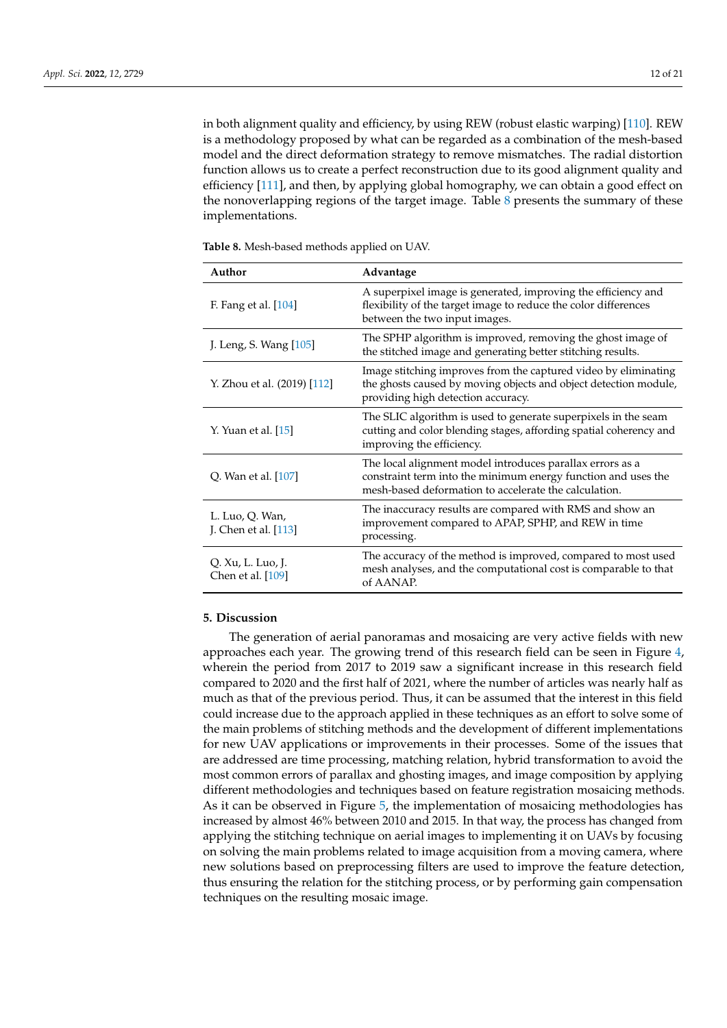in both alignment quality and efficiency, by using REW (robust elastic warping) [110]. REW is a methodology proposed by what can be regarded as a combination of the mesh-based model and the direct deformation strategy to remove mismatches. The radial distortion function allows us to create a perfect reconstruction due to its good alignment quality and efficiency [111], and then, by applying global homography, we can obtain a good effect on the nonoverlapping regions of the target image. Table 8 presents the summary of these implementations.

**Table 8.** Mesh-based methods applied on UAV.

| Author | Advantage |
| --- | --- |
| F. Fang et al. [104] | A superpixel image is generated, improving the efficiency and flexibility of the target image to reduce the color differences between the two input images. |
| J. Leng, S. Wang [105] | The SPHP algorithm is improved, removing the ghost image of the stitched image and generating better stitching results. |
| Y. Zhou et al. (2019) [112] | Image stitching improves from the captured video by eliminating the ghosts caused by moving objects and object detection module, providing high detection accuracy. |
| Y. Yuan et al. [15] | The SLIC algorithm is used to generate superpixels in the seam cutting and color blending stages, affording spatial coherency and improving the efficiency. |
| Q. Wan et al. [107] | The local alignment model introduces parallax errors as a constraint term into the minimum energy function and uses the mesh-based deformation to accelerate the calculation. |
| L. Luo, Q. Wan, J. Chen et al. [113] | The inaccuracy results are compared with RMS and show an improvement compared to APAP, SPHP, and REW in time processing. |
| Q. Xu, L. Luo, J. Chen et al. [109] | The accuracy of the method is improved, compared to most used mesh analyses, and the computational cost is comparable to that of AANAP. |

## 5. Discussion

The generation of aerial panoramas and mosaicing are very active fields with new approaches each year. The growing trend of this research field can be seen in Figure 4, wherein the period from 2017 to 2019 saw a significant increase in this research field compared to 2020 and the first half of 2021, where the number of articles was nearly half as much as that of the previous period. Thus, it can be assumed that the interest in this field could increase due to the approach applied in these techniques as an effort to solve some of the main problems of stitching methods and the development of different implementations for new UAV applications or improvements in their processes. Some of the issues that are addressed are time processing, matching relation, hybrid transformation to avoid the most common errors of parallax and ghosting images, and image composition by applying different methodologies and techniques based on feature registration mosaicing methods. As it can be observed in Figure 5, the implementation of mosaicing methodologies has increased by almost 46% between 2010 and 2015. In that way, the process has changed from applying the stitching technique on aerial images to implementing it on UAVs by focusing on solving the main problems related to image acquisition from a moving camera, where new solutions based on preprocessing filters are used to improve the feature detection, thus ensuring the relation for the stitching process, or by performing gain compensation techniques on the resulting mosaic image.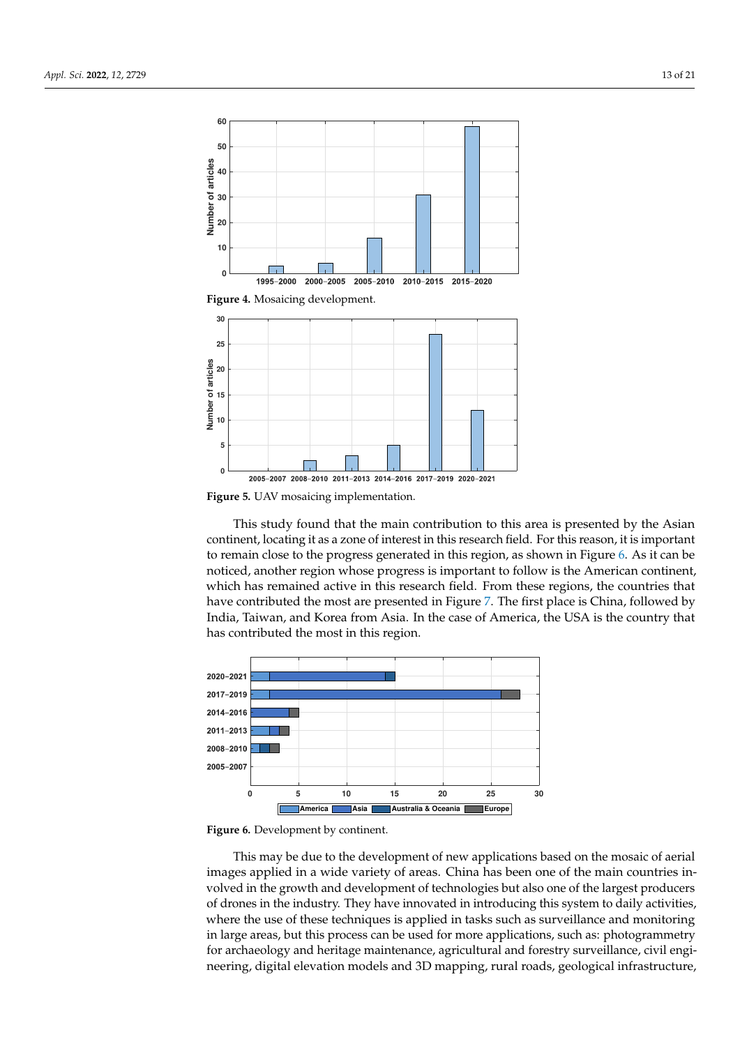Figure 4. Mosaicing development.

Figure 5. UAV mosaicing implementation.

This study found that the main contribution to this area is presented by the Asian continent, locating it as a zone of interest in this research field. For this reason, it is important to remain close to the progress generated in this region, as shown in Figure 6. As it can be noticed, another region whose progress is important to follow is the American continent, which has remained active in this research field. From these regions, the countries that have contributed the most are presented in Figure 7. The first place is China, followed by India, Taiwan, and Korea from Asia. In the case of America, the USA is the country that has contributed the most in this region.

Figure 6. Development by continent.

This may be due to the development of new applications based on the mosaic of aerial images applied in a wide variety of areas. China has been one of the main countries involved in the growth and development of technologies but also one of the largest producers of drones in the industry. They have innovated in introducing this system to daily activities, where the use of these techniques is applied in tasks such as surveillance and monitoring in large areas, but this process can be used for more applications, such as: photogrammetry for archaeology and heritage maintenance, agricultural and forestry surveillance, civil engineering, digital elevation models and 3D mapping, rural roads, geological infrastructure,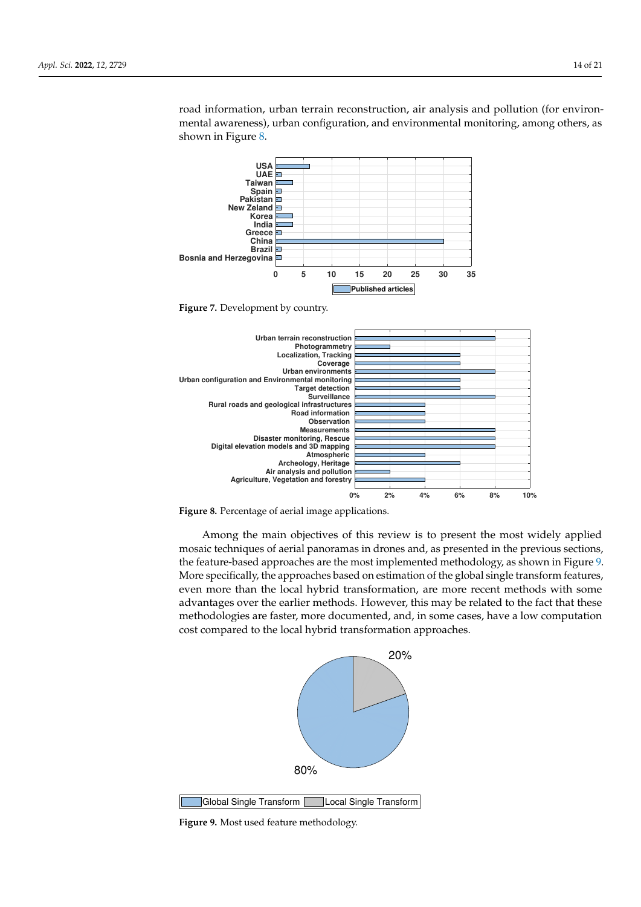road information, urban terrain reconstruction, air analysis and pollution (for environmental awareness), urban configuration, and environmental monitoring, among others, as shown in Figure 8.

Figure 7. Development by country.

Figure 8. Percentage of aerial image applications.

Among the main objectives of this review is to present the most widely applied mosaic techniques of aerial panoramas in drones and, as presented in the previous sections, the feature-based approaches are the most implemented methodology, as shown in Figure 9. More specifically, the approaches based on estimation of the global single transform features, even more than the local hybrid transformation, are more recent methods with some advantages over the earlier methods. However, this may be related to the fact that these methodologies are faster, more documented, and, in some cases, have a low computation cost compared to the local hybrid transformation approaches.

Figure 9. Most used feature methodology.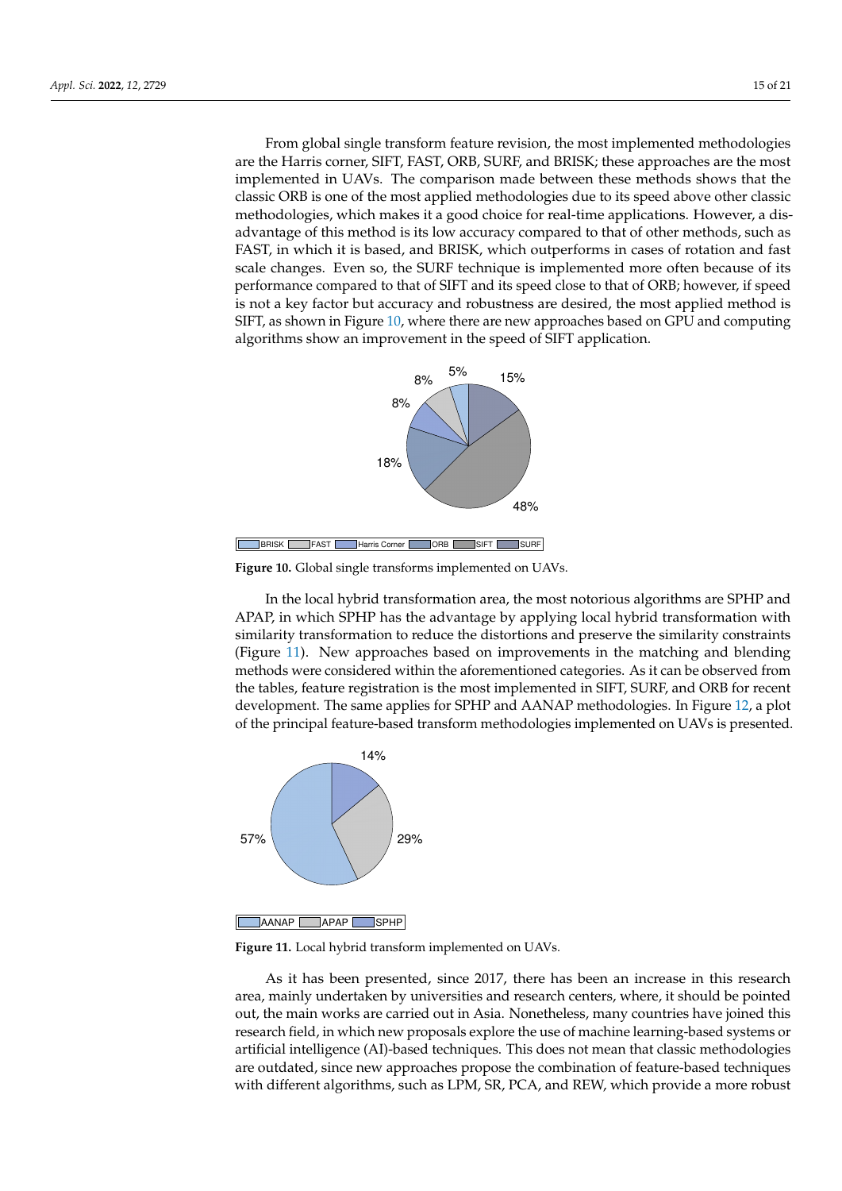From global single transform feature revision, the most implemented methodologies are the Harris corner, SIFT, FAST, ORB, SURF, and BRISK; these approaches are the most implemented in UAVs. The comparison made between these methods shows that the classic ORB is one of the most applied methodologies due to its speed above other classic methodologies, which makes it a good choice for real-time applications. However, a disadvantage of this method is its low accuracy compared to that of other methods, such as FAST, in which it is based, and BRISK, which outperforms in cases of rotation and fast scale changes. Even so, the SURF technique is implemented more often because of its performance compared to that of SIFT and its speed close to that of ORB; however, if speed is not a key factor but accuracy and robustness are desired, the most applied method is SIFT, as shown in Figure 10, where there are new approaches based on GPU and computing algorithms show an improvement in the speed of SIFT application.

**Figure 10.** Global single transforms implemented on UAVs.

In the local hybrid transformation area, the most notorious algorithms are SPHP and APAP, in which SPHP has the advantage by applying local hybrid transformation with similarity transformation to reduce the distortions and preserve the similarity constraints (Figure 11). New approaches based on improvements in the matching and blending methods were considered within the aforementioned categories. As it can be observed from the tables, feature registration is the most implemented in SIFT, SURF, and ORB for recent development. The same applies for SPHP and AANAP methodologies. In Figure 12, a plot of the principal feature-based transform methodologies implemented on UAVs is presented.

**Figure 11.** Local hybrid transform implemented on UAVs.

As it has been presented, since 2017, there has been an increase in this research area, mainly undertaken by universities and research centers, where, it should be pointed out, the main works are carried out in Asia. Nonetheless, many countries have joined this research field, in which new proposals explore the use of machine learning-based systems or artificial intelligence (AI)-based techniques. This does not mean that classic methodologies are outdated, since new approaches propose the combination of feature-based techniques with different algorithms, such as LPM, SR, PCA, and REW, which provide a more robust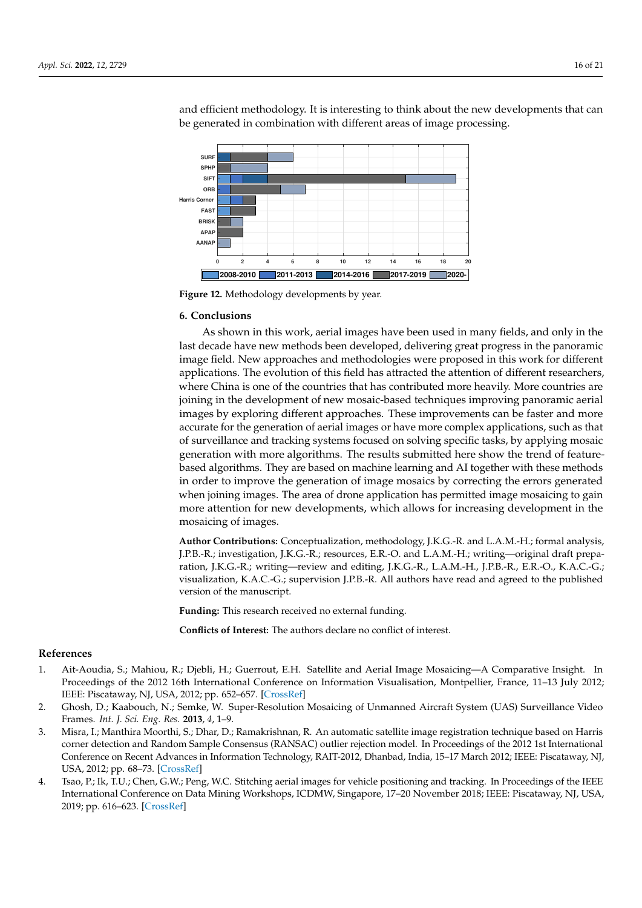and efficient methodology. It is interesting to think about the new developments that can be generated in combination with different areas of image processing.

Figure 12. Methodology developments by year.

## 6. Conclusions

As shown in this work, aerial images have been used in many fields, and only in the last decade have new methods been developed, delivering great progress in the panoramic image field. New approaches and methodologies were proposed in this work for different applications. The evolution of this field has attracted the attention of different researchers, where China is one of the countries that has contributed more heavily. More countries are joining in the development of new mosaic-based techniques improving panoramic aerial images by exploring different approaches. These improvements can be faster and more accurate for the generation of aerial images or have more complex applications, such as that of surveillance and tracking systems focused on solving specific tasks, by applying mosaic generation with more algorithms. The results submitted here show the trend of feature-based algorithms. They are based on machine learning and AI together with these methods in order to improve the generation of image mosaics by correcting the errors generated when joining images. The area of drone application has permitted image mosaicing to gain more attention for new developments, which allows for increasing development in the mosaicing of images.

**Author Contributions:** Conceptualization, methodology, J.K.G.-R. and L.A.M.-H.; formal analysis, J.P.B.-R.; investigation, J.K.G.-R.; resources, E.R.-O. and L.A.M.-H.; writing—original draft preparation, J.K.G.-R.; writing—review and editing, J.K.G.-R., L.A.M.-H., J.P.B.-R., E.R.-O., K.A.C.-G.; visualization, K.A.C.-G.; supervision J.P.B.-R. All authors have read and agreed to the published version of the manuscript.

**Funding:** This research received no external funding.

**Conflicts of Interest:** The authors declare no conflict of interest.

## References

1. Ait-Aoudia, S.; Mahiou, R.; Djebli, H.; Guerrout, E.H. Satellite and Aerial Image Mosaicing—A Comparative Insight. In Proceedings of the 2012 16th International Conference on Information Visualisation, Montpellier, France, 11–13 July 2012; IEEE: Piscataway, NJ, USA, 2012; pp. 652–657. [CrossRef]
2. Ghosh, D.; Kaabouch, N.; Semke, W. Super-Resolution Mosaicing of Unmanned Aircraft System (UAS) Surveillance Video Frames. *Int. J. Sci. Eng. Res.* **2013**, *4*, 1–9.
3. Misra, I.; Manthira Moorthi, S.; Dhar, D.; Ramakrishnan, R. An automatic satellite image registration technique based on Harris corner detection and Random Sample Consensus (RANSAC) outlier rejection model. In Proceedings of the 2012 1st International Conference on Recent Advances in Information Technology, RAIT-2012, Dhanbad, India, 15–17 March 2012; IEEE: Piscataway, NJ, USA, 2012; pp. 68–73. [CrossRef]
4. Tsao, P.; Ik, T.U.; Chen, G.W.; Peng, W.C. Stitching aerial images for vehicle positioning and tracking. In Proceedings of the IEEE International Conference on Data Mining Workshops, ICDMW, Singapore, 17–20 November 2018; IEEE: Piscataway, NJ, USA, 2019; pp. 616–623. [CrossRef]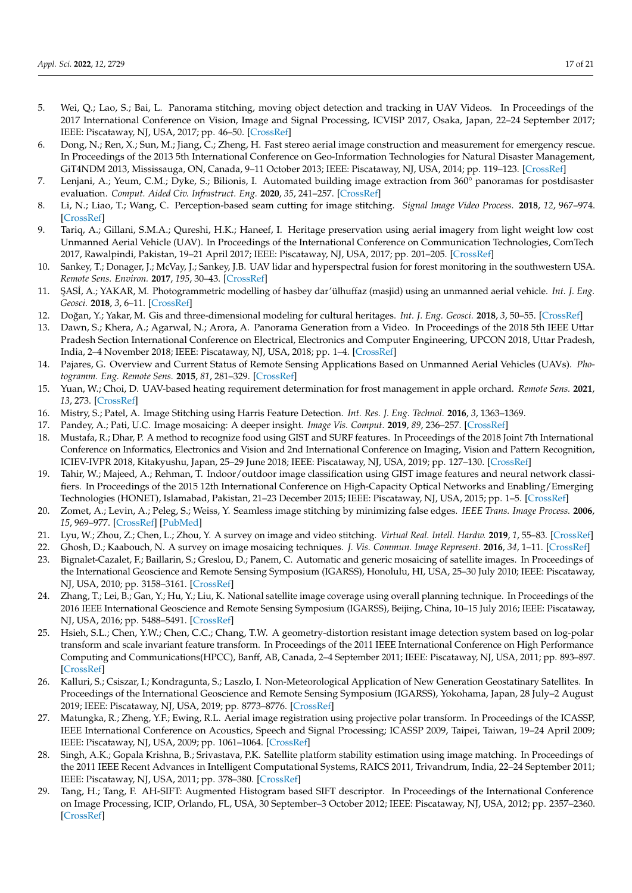5. Wei, Q.; Lao, S.; Bai, L. Panorama stitching, moving object detection and tracking in UAV Videos. In Proceedings of the 2017 International Conference on Vision, Image and Signal Processing, ICVISP 2017, Osaka, Japan, 22–24 September 2017; IEEE: Piscataway, NJ, USA, 2017; pp. 46–50. [CrossRef]
6. Dong, N.; Ren, X.; Sun, M.; Jiang, C.; Zheng, H. Fast stereo aerial image construction and measurement for emergency rescue. In Proceedings of the 2013 5th International Conference on Geo-Information Technologies for Natural Disaster Management, GiT4NDM 2013, Mississauga, ON, Canada, 9–11 October 2013; IEEE: Piscataway, NJ, USA, 2014; pp. 119–123. [CrossRef]
7. Lenjani, A.; Yeum, C.M.; Dyke, S.; Bilionis, I. Automated building image extraction from 360° panoramas for postdisaster evaluation. *Comput. Aided Civ. Infrastruct. Eng.* **2020**, *35*, 241–257. [CrossRef]
8. Li, N.; Liao, T.; Wang, C. Perception-based seam cutting for image stitching. *Signal Image Video Process.* **2018**, *12*, 967–974. [CrossRef]
9. Tariq, A.; Gillani, S.M.A.; Qureshi, H.K.; Haneef, I. Heritage preservation using aerial imagery from light weight low cost Unmanned Aerial Vehicle (UAV). In Proceedings of the International Conference on Communication Technologies, ComTech 2017, Rawalpindi, Pakistan, 19–21 April 2017; IEEE: Piscataway, NJ, USA, 2017; pp. 201–205. [CrossRef]
10. Sankey, T.; Donager, J.; McVay, J.; Sankey, J.B. UAV lidar and hyperspectral fusion for forest monitoring in the southwestern USA. *Remote Sens. Environ.* **2017**, *195*, 30–43. [CrossRef]
11. ŞASİ, A.; YAKAR, M. Photogrammetric modelling of hasbey dar'ülhuffaz (masjid) using an unmanned aerial vehicle. *Int. J. Eng. Geosci.* **2018**, *3*, 6–11. [CrossRef]
12. Doğan, Y.; Yakar, M. Gis and three-dimensional modeling for cultural heritages. *Int. J. Eng. Geosci.* **2018**, *3*, 50–55. [CrossRef]
13. Dawn, S.; Khera, A.; Agarwal, N.; Arora, A. Panorama Generation from a Video. In Proceedings of the 2018 5th IEEE Uttar Pradesh Section International Conference on Electrical, Electronics and Computer Engineering, UPCON 2018, Uttar Pradesh, India, 2–4 November 2018; IEEE: Piscataway, NJ, USA, 2018; pp. 1–4. [CrossRef]
14. Pajares, G. Overview and Current Status of Remote Sensing Applications Based on Unmanned Aerial Vehicles (UAVs). *Photogramm. Eng. Remote Sens.* **2015**, *81*, 281–329. [CrossRef]
15. Yuan, W.; Choi, D. UAV-based heating requirement determination for frost management in apple orchard. *Remote Sens.* **2021**, *13*, 273. [CrossRef]
16. Mistry, S.; Patel, A. Image Stitching using Harris Feature Detection. *Int. Res. J. Eng. Technol.* **2016**, *3*, 1363–1369.
17. Pandey, A.; Pati, U.C. Image mosaicing: A deeper insight. *Image Vis. Comput.* **2019**, *89*, 236–257. [CrossRef]
18. Mustafa, R.; Dhar, P. A method to recognize food using GIST and SURF features. In Proceedings of the 2018 Joint 7th International Conference on Informatics, Electronics and Vision and 2nd International Conference on Imaging, Vision and Pattern Recognition, ICIEV-IVPR 2018, Kitakyushu, Japan, 25–29 June 2018; IEEE: Piscataway, NJ, USA, 2019; pp. 127–130. [CrossRef]
19. Tahir, W.; Majeed, A.; Rehman, T. Indoor/outdoor image classification using GIST image features and neural network classifiers. In Proceedings of the 2015 12th International Conference on High-Capacity Optical Networks and Enabling/Emerging Technologies (HONET), Islamabad, Pakistan, 21–23 December 2015; IEEE: Piscataway, NJ, USA, 2015; pp. 1–5. [CrossRef]
20. Zomet, A.; Levin, A.; Peleg, S.; Weiss, Y. Seamless image stitching by minimizing false edges. *IEEE Trans. Image Process.* **2006**, *15*, 969–977. [CrossRef] [PubMed]
21. Lyu, W.; Zhou, Z.; Chen, L.; Zhou, Y. A survey on image and video stitching. *Virtual Real. Intell. Hardw.* **2019**, *1*, 55–83. [CrossRef]
22. Ghosh, D.; Kaabouch, N. A survey on image mosaicing techniques. *J. Vis. Commun. Image Represent.* **2016**, *34*, 1–11. [CrossRef]
23. Bignalet-Cazalet, F.; Baillarin, S.; Greslou, D.; Panem, C. Automatic and generic mosaicing of satellite images. In Proceedings of the International Geoscience and Remote Sensing Symposium (IGARSS), Honolulu, HI, USA, 25–30 July 2010; IEEE: Piscataway, NJ, USA, 2010; pp. 3158–3161. [CrossRef]
24. Zhang, T.; Lei, B.; Gan, Y.; Hu, Y.; Liu, K. National satellite image coverage using overall planning technique. In Proceedings of the 2016 IEEE International Geoscience and Remote Sensing Symposium (IGARSS), Beijing, China, 10–15 July 2016; IEEE: Piscataway, NJ, USA, 2016; pp. 5488–5491. [CrossRef]
25. Hsieh, S.L.; Chen, Y.W.; Chen, C.C.; Chang, T.W. A geometry-distortion resistant image detection system based on log-polar transform and scale invariant feature transform. In Proceedings of the 2011 IEEE International Conference on High Performance Computing and Communications(HPCC), Banff, AB, Canada, 2–4 September 2011; IEEE: Piscataway, NJ, USA, 2011; pp. 893–897. [CrossRef]
26. Kalluri, S.; Csiszar, I.; Kondragunta, S.; Laszlo, I. Non-Meteorological Application of New Generation Geostatinary Satellites. In Proceedings of the International Geoscience and Remote Sensing Symposium (IGARSS), Yokohama, Japan, 28 July–2 August 2019; IEEE: Piscataway, NJ, USA, 2019; pp. 8773–8776. [CrossRef]
27. Matungka, R.; Zheng, Y.F.; Ewing, R.L. Aerial image registration using projective polar transform. In Proceedings of the ICASSP, IEEE International Conference on Acoustics, Speech and Signal Processing; ICASSP 2009, Taipei, Taiwan, 19–24 April 2009; IEEE: Piscataway, NJ, USA, 2009; pp. 1061–1064. [CrossRef]
28. Singh, A.K.; Gopala Krishna, B.; Srivastava, P.K. Satellite platform stability estimation using image matching. In Proceedings of the 2011 IEEE Recent Advances in Intelligent Computational Systems, RAICS 2011, Trivandrum, India, 22–24 September 2011; IEEE: Piscataway, NJ, USA, 2011; pp. 378–380. [CrossRef]
29. Tang, H.; Tang, F. AH-SIFT: Augmented Histogram based SIFT descriptor. In Proceedings of the International Conference on Image Processing, ICIP, Orlando, FL, USA, 30 September–3 October 2012; IEEE: Piscataway, NJ, USA, 2012; pp. 2357–2360. [CrossRef]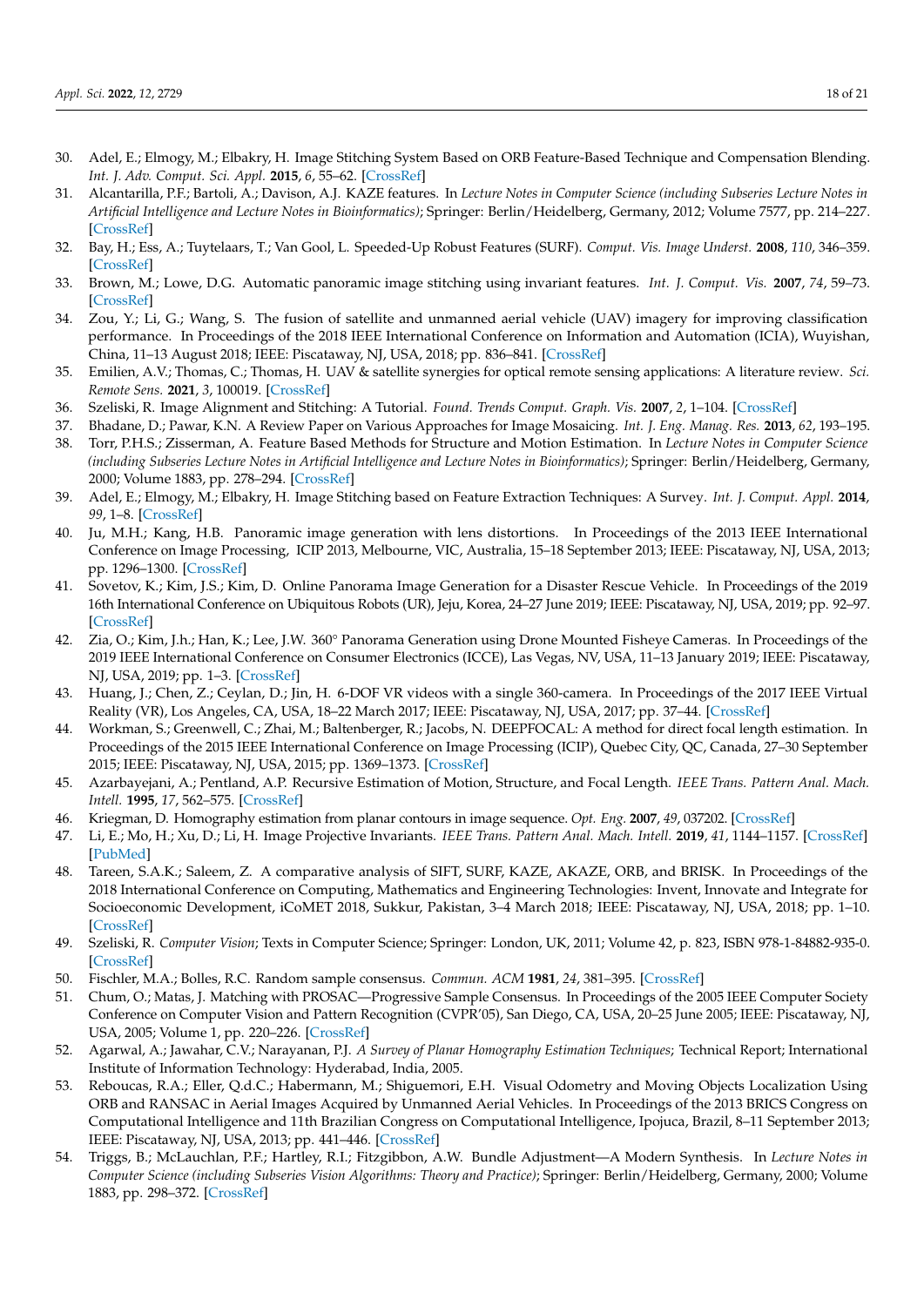30. Adel, E.; Elmogy, M.; Elbakry, H. Image Stitching System Based on ORB Feature-Based Technique and Compensation Blending. *Int. J. Adv. Comput. Sci. Appl.* **2015**, *6*, 55–62. [CrossRef]
31. Alcantarilla, P.F.; Bartoli, A.; Davison, A.J. KAZE features. In *Lecture Notes in Computer Science (including Subseries Lecture Notes in Artificial Intelligence and Lecture Notes in Bioinformatics)*; Springer: Berlin/Heidelberg, Germany, 2012; Volume 7577, pp. 214–227. [CrossRef]
32. Bay, H.; Ess, A.; Tuytelaars, T.; Van Gool, L. Speeded-Up Robust Features (SURF). *Comput. Vis. Image Underst.* **2008**, *110*, 346–359. [CrossRef]
33. Brown, M.; Lowe, D.G. Automatic panoramic image stitching using invariant features. *Int. J. Comput. Vis.* **2007**, *74*, 59–73. [CrossRef]
34. Zou, Y.; Li, G.; Wang, S. The fusion of satellite and unmanned aerial vehicle (UAV) imagery for improving classification performance. In Proceedings of the 2018 IEEE International Conference on Information and Automation (ICIA), Wuyishan, China, 11–13 August 2018; IEEE: Piscataway, NJ, USA, 2018; pp. 836–841. [CrossRef]
35. Emilien, A.V.; Thomas, C.; Thomas, H. UAV & satellite synergies for optical remote sensing applications: A literature review. *Sci. Remote Sens.* **2021**, *3*, 100019. [CrossRef]
36. Szeliski, R. Image Alignment and Stitching: A Tutorial. *Found. Trends Comput. Graph. Vis.* **2007**, *2*, 1–104. [CrossRef]
37. Bhadane, D.; Pawar, K.N. A Review Paper on Various Approaches for Image Mosaicing. *Int. J. Eng. Manag. Res.* **2013**, *62*, 193–195.
38. Torr, P.H.S.; Zisserman, A. Feature Based Methods for Structure and Motion Estimation. In *Lecture Notes in Computer Science (including Subseries Lecture Notes in Artificial Intelligence and Lecture Notes in Bioinformatics)*; Springer: Berlin/Heidelberg, Germany, 2000; Volume 1883, pp. 278–294. [CrossRef]
39. Adel, E.; Elmogy, M.; Elbakry, H. Image Stitching based on Feature Extraction Techniques: A Survey. *Int. J. Comput. Appl.* **2014**, *99*, 1–8. [CrossRef]
40. Ju, M.H.; Kang, H.B. Panoramic image generation with lens distortions. In Proceedings of the 2013 IEEE International Conference on Image Processing, ICIP 2013, Melbourne, VIC, Australia, 15–18 September 2013; IEEE: Piscataway, NJ, USA, 2013; pp. 1296–1300. [CrossRef]
41. Sovetov, K.; Kim, J.S.; Kim, D. Online Panorama Image Generation for a Disaster Rescue Vehicle. In Proceedings of the 2019 16th International Conference on Ubiquitous Robots (UR), Jeju, Korea, 24–27 June 2019; IEEE: Piscataway, NJ, USA, 2019; pp. 92–97. [CrossRef]
42. Zia, O.; Kim, J.h.; Han, K.; Lee, J.W. 360° Panorama Generation using Drone Mounted Fisheye Cameras. In Proceedings of the 2019 IEEE International Conference on Consumer Electronics (ICCE), Las Vegas, NV, USA, 11–13 January 2019; IEEE: Piscataway, NJ, USA, 2019; pp. 1–3. [CrossRef]
43. Huang, J.; Chen, Z.; Ceylan, D.; Jin, H. 6-DOF VR videos with a single 360-camera. In Proceedings of the 2017 IEEE Virtual Reality (VR), Los Angeles, CA, USA, 18–22 March 2017; IEEE: Piscataway, NJ, USA, 2017; pp. 37–44. [CrossRef]
44. Workman, S.; Greenwell, C.; Zhai, M.; Baltenberger, R.; Jacobs, N. DEEPFOCAL: A method for direct focal length estimation. In Proceedings of the 2015 IEEE International Conference on Image Processing (ICIP), Quebec City, QC, Canada, 27–30 September 2015; IEEE: Piscataway, NJ, USA, 2015; pp. 1369–1373. [CrossRef]
45. Azarbayejani, A.; Pentland, A.P. Recursive Estimation of Motion, Structure, and Focal Length. *IEEE Trans. Pattern Anal. Mach. Intell.* **1995**, *17*, 562–575. [CrossRef]
46. Kriegman, D. Homography estimation from planar contours in image sequence. *Opt. Eng.* **2007**, *49*, 037202. [CrossRef]
47. Li, E.; Mo, H.; Xu, D.; Li, H. Image Projective Invariants. *IEEE Trans. Pattern Anal. Mach. Intell.* **2019**, *41*, 1144–1157. [CrossRef] [PubMed]
48. Tareen, S.A.K.; Saleem, Z. A comparative analysis of SIFT, SURF, KAZE, AKAZE, ORB, and BRISK. In Proceedings of the 2018 International Conference on Computing, Mathematics and Engineering Technologies: Invent, Innovate and Integrate for Socioeconomic Development, iCoMET 2018, Sukkur, Pakistan, 3–4 March 2018; IEEE: Piscataway, NJ, USA, 2018; pp. 1–10. [CrossRef]
49. Szeliski, R. *Computer Vision*; Texts in Computer Science; Springer: London, UK, 2011; Volume 42, p. 823, ISBN 978-1-84882-935-0. [CrossRef]
50. Fischler, M.A.; Bolles, R.C. Random sample consensus. *Commun. ACM* **1981**, *24*, 381–395. [CrossRef]
51. Chum, O.; Matas, J. Matching with PROSAC—Progressive Sample Consensus. In Proceedings of the 2005 IEEE Computer Society Conference on Computer Vision and Pattern Recognition (CVPR'05), San Diego, CA, USA, 20–25 June 2005; IEEE: Piscataway, NJ, USA, 2005; Volume 1, pp. 220–226. [CrossRef]
52. Agarwal, A.; Jawahar, C.V.; Narayanan, P.J. *A Survey of Planar Homography Estimation Techniques*; Technical Report; International Institute of Information Technology: Hyderabad, India, 2005.
53. Reboucas, R.A.; Eller, Q.d.C.; Habermann, M.; Shiguemori, E.H. Visual Odometry and Moving Objects Localization Using ORB and RANSAC in Aerial Images Acquired by Unmanned Aerial Vehicles. In Proceedings of the 2013 BRICS Congress on Computational Intelligence and 11th Brazilian Congress on Computational Intelligence, Ipojuca, Brazil, 8–11 September 2013; IEEE: Piscataway, NJ, USA, 2013; pp. 441–446. [CrossRef]
54. Triggs, B.; McLauchlan, P.F.; Hartley, R.I.; Fitzgibbon, A.W. Bundle Adjustment—A Modern Synthesis. In *Lecture Notes in Computer Science (including Subseries Vision Algorithms: Theory and Practice)*; Springer: Berlin/Heidelberg, Germany, 2000; Volume 1883, pp. 298–372. [CrossRef]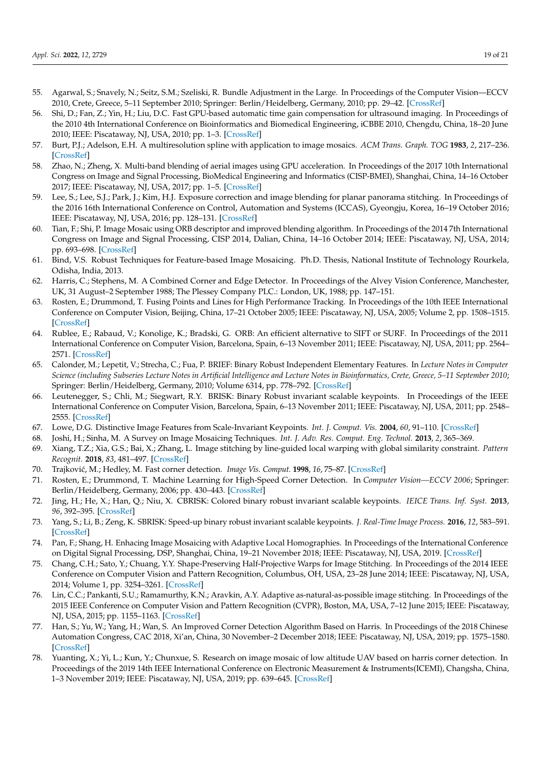55. Agarwal, S.; Snavely, N.; Seitz, S.M.; Szeliski, R. Bundle Adjustment in the Large. In Proceedings of the Computer Vision—ECCV 2010, Crete, Greece, 5–11 September 2010; Springer: Berlin/Heidelberg, Germany, 2010; pp. 29–42. [CrossRef]
56. Shi, D.; Fan, Z.; Yin, H.; Liu, D.C. Fast GPU-based automatic time gain compensation for ultrasound imaging. In Proceedings of the 2010 4th International Conference on Bioinformatics and Biomedical Engineering, iCBBE 2010, Chengdu, China, 18–20 June 2010; IEEE: Piscataway, NJ, USA, 2010; pp. 1–3. [CrossRef]
57. Burt, P.J.; Adelson, E.H. A multiresolution spline with application to image mosaics. *ACM Trans. Graph. TOG* **1983**, *2*, 217–236. [CrossRef]
58. Zhao, N.; Zheng, X. Multi-band blending of aerial images using GPU acceleration. In Proceedings of the 2017 10th International Congress on Image and Signal Processing, BioMedical Engineering and Informatics (CISP-BMEI), Shanghai, China, 14–16 October 2017; IEEE: Piscataway, NJ, USA, 2017; pp. 1–5. [CrossRef]
59. Lee, S.; Lee, S.J.; Park, J.; Kim, H.J. Exposure correction and image blending for planar panorama stitching. In Proceedings of the 2016 16th International Conference on Control, Automation and Systems (ICCAS), Gyeongju, Korea, 16–19 October 2016; IEEE: Piscataway, NJ, USA, 2016; pp. 128–131. [CrossRef]
60. Tian, F.; Shi, P. Image Mosaic using ORB descriptor and improved blending algorithm. In Proceedings of the 2014 7th International Congress on Image and Signal Processing, CISP 2014, Dalian, China, 14–16 October 2014; IEEE: Piscataway, NJ, USA, 2014; pp. 693–698. [CrossRef]
61. Bind, V.S. Robust Techniques for Feature-based Image Mosaicing. Ph.D. Thesis, National Institute of Technology Rourkela, Odisha, India, 2013.
62. Harris, C.; Stephens, M. A Combined Corner and Edge Detector. In Proceedings of the Alvey Vision Conference, Manchester, UK, 31 August–2 September 1988; The Plessey Company PLC.: London, UK, 1988; pp. 147–151.
63. Rosten, E.; Drummond, T. Fusing Points and Lines for High Performance Tracking. In Proceedings of the 10th IEEE International Conference on Computer Vision, Beijing, China, 17–21 October 2005; IEEE: Piscataway, NJ, USA, 2005; Volume 2, pp. 1508–1515. [CrossRef]
64. Rublee, E.; Rabaud, V.; Konolige, K.; Bradski, G. ORB: An efficient alternative to SIFT or SURF. In Proceedings of the 2011 International Conference on Computer Vision, Barcelona, Spain, 6–13 November 2011; IEEE: Piscataway, NJ, USA, 2011; pp. 2564–2571. [CrossRef]
65. Calonder, M.; Lepetit, V.; Strecha, C.; Fua, P. BRIEF: Binary Robust Independent Elementary Features. In *Lecture Notes in Computer Science (including Subseries Lecture Notes in Artificial Intelligence and Lecture Notes in Bioinformatics, Crete, Greece, 5–11 September 2010*; Springer: Berlin/Heidelberg, Germany, 2010; Volume 6314, pp. 778–792. [CrossRef]
66. Leutenegger, S.; Chli, M.; Siegwart, R.Y. BRISK: Binary Robust invariant scalable keypoints. In Proceedings of the IEEE International Conference on Computer Vision, Barcelona, Spain, 6–13 November 2011; IEEE: Piscataway, NJ, USA, 2011; pp. 2548–2555. [CrossRef]
67. Lowe, D.G. Distinctive Image Features from Scale-Invariant Keypoints. *Int. J. Comput. Vis.* **2004**, *60*, 91–110. [CrossRef]
68. Joshi, H.; Sinha, M. A Survey on Image Mosaicing Techniques. *Int. J. Adv. Res. Comput. Eng. Technol.* **2013**, *2*, 365–369.
69. Xiang, T.Z.; Xia, G.S.; Bai, X.; Zhang, L. Image stitching by line-guided local warping with global similarity constraint. *Pattern Recognit.* **2018**, *83*, 481–497. [CrossRef]
70. Trajković, M.; Hedley, M. Fast corner detection. *Image Vis. Comput.* **1998**, *16*, 75–87. [CrossRef]
71. Rosten, E.; Drummond, T. Machine Learning for High-Speed Corner Detection. In *Computer Vision—ECCV 2006*; Springer: Berlin/Heidelberg, Germany, 2006; pp. 430–443. [CrossRef]
72. Jing, H.; He, X.; Han, Q.; Niu, X. CBRISK: Colored binary robust invariant scalable keypoints. *IEICE Trans. Inf. Syst.* **2013**, *96*, 392–395. [CrossRef]
73. Yang, S.; Li, B.; Zeng, K. SBRISK: Speed-up binary robust invariant scalable keypoints. *J. Real-Time Image Process.* **2016**, *12*, 583–591. [CrossRef]
74. Pan, F.; Shang, H. Enhancing Image Mosaicing with Adaptive Local Homographies. In Proceedings of the International Conference on Digital Signal Processing, DSP, Shanghai, China, 19–21 November 2018; IEEE: Piscataway, NJ, USA, 2019. [CrossRef]
75. Chang, C.H.; Sato, Y.; Chuang, Y.Y. Shape-Preserving Half-Projective Warps for Image Stitching. In Proceedings of the 2014 IEEE Conference on Computer Vision and Pattern Recognition, Columbus, OH, USA, 23–28 June 2014; IEEE: Piscataway, NJ, USA, 2014; Volume 1, pp. 3254–3261. [CrossRef]
76. Lin, C.C.; Pankanti, S.U.; Ramamurthy, K.N.; Aravkin, A.Y. Adaptive as-natural-as-possible image stitching. In Proceedings of the 2015 IEEE Conference on Computer Vision and Pattern Recognition (CVPR), Boston, MA, USA, 7–12 June 2015; IEEE: Piscataway, NJ, USA, 2015; pp. 1155–1163. [CrossRef]
77. Han, S.; Yu, W.; Yang, H.; Wan, S. An Improved Corner Detection Algorithm Based on Harris. In Proceedings of the 2018 Chinese Automation Congress, CAC 2018, Xi'an, China, 30 November–2 December 2018; IEEE: Piscataway, NJ, USA, 2019; pp. 1575–1580. [CrossRef]
78. Yuanting, X.; Yi, L.; Kun, Y.; Chunxue, S. Research on image mosaic of low altitude UAV based on harris corner detection. In Proceedings of the 2019 14th IEEE International Conference on Electronic Measurement & Instruments(ICEMI), Changsha, China, 1–3 November 2019; IEEE: Piscataway, NJ, USA, 2019; pp. 639–645. [CrossRef]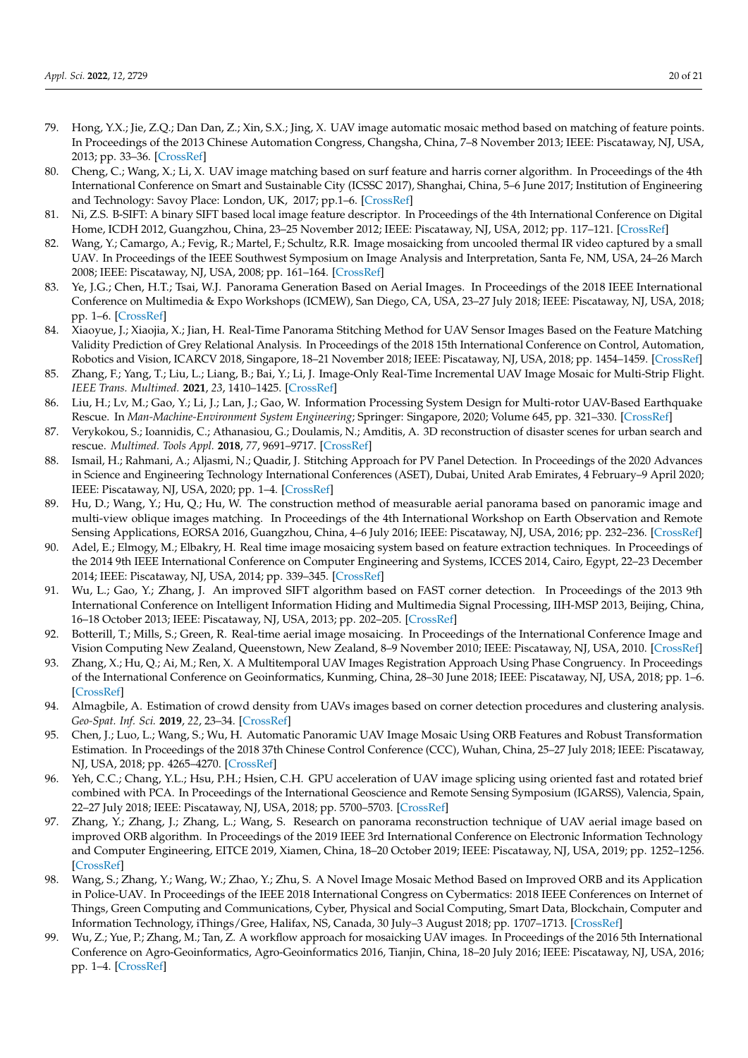79. Hong, Y.X.; Jie, Z.Q.; Dan Dan, Z.; Xin, S.X.; Jing, X. UAV image automatic mosaic method based on matching of feature points. In Proceedings of the 2013 Chinese Automation Congress, Changsha, China, 7–8 November 2013; IEEE: Piscataway, NJ, USA, 2013; pp. 33–36. [CrossRef]
80. Cheng, C.; Wang, X.; Li, X. UAV image matching based on surf feature and harris corner algorithm. In Proceedings of the 4th International Conference on Smart and Sustainable City (ICSSC 2017), Shanghai, China, 5–6 June 2017; Institution of Engineering and Technology: Savoy Place: London, UK, 2017; pp.1–6. [CrossRef]
81. Ni, Z.S. B-SIFT: A binary SIFT based local image feature descriptor. In Proceedings of the 4th International Conference on Digital Home, ICDH 2012, Guangzhou, China, 23–25 November 2012; IEEE: Piscataway, NJ, USA, 2012; pp. 117–121. [CrossRef]
82. Wang, Y.; Camargo, A.; Fevig, R.; Martel, F.; Schultz, R.R. Image mosaicking from uncooled thermal IR video captured by a small UAV. In Proceedings of the IEEE Southwest Symposium on Image Analysis and Interpretation, Santa Fe, NM, USA, 24–26 March 2008; IEEE: Piscataway, NJ, USA, 2008; pp. 161–164. [CrossRef]
83. Ye, J.G.; Chen, H.T.; Tsai, W.J. Panorama Generation Based on Aerial Images. In Proceedings of the 2018 IEEE International Conference on Multimedia & Expo Workshops (ICMEW), San Diego, CA, USA, 23–27 July 2018; IEEE: Piscataway, NJ, USA, 2018; pp. 1–6. [CrossRef]
84. Xiaoyue, J.; Xiaojia, X.; Jian, H. Real-Time Panorama Stitching Method for UAV Sensor Images Based on the Feature Matching Validity Prediction of Grey Relational Analysis. In Proceedings of the 2018 15th International Conference on Control, Automation, Robotics and Vision, ICARCV 2018, Singapore, 18–21 November 2018; IEEE: Piscataway, NJ, USA, 2018; pp. 1454–1459. [CrossRef]
85. Zhang, F.; Yang, T.; Liu, L.; Liang, B.; Bai, Y.; Li, J. Image-Only Real-Time Incremental UAV Image Mosaic for Multi-Strip Flight. *IEEE Trans. Multimed.* **2021**, *23*, 1410–1425. [CrossRef]
86. Liu, H.; Lv, M.; Gao, Y.; Li, J.; Lan, J.; Gao, W. Information Processing System Design for Multi-rotor UAV-Based Earthquake Rescue. In *Man-Machine-Environment System Engineering*; Springer: Singapore, 2020; Volume 645, pp. 321–330. [CrossRef]
87. Verykokou, S.; Ioannidis, C.; Athanasiou, G.; Doulamis, N.; Amditis, A. 3D reconstruction of disaster scenes for urban search and rescue. *Multimed. Tools Appl.* **2018**, *77*, 9691–9717. [CrossRef]
88. Ismail, H.; Rahmani, A.; Aljasmi, N.; Quadir, J. Stitching Approach for PV Panel Detection. In Proceedings of the 2020 Advances in Science and Engineering Technology International Conferences (ASET), Dubai, United Arab Emirates, 4 February–9 April 2020; IEEE: Piscataway, NJ, USA, 2020; pp. 1–4. [CrossRef]
89. Hu, D.; Wang, Y.; Hu, Q.; Hu, W. The construction method of measurable aerial panorama based on panoramic image and multi-view oblique images matching. In Proceedings of the 4th International Workshop on Earth Observation and Remote Sensing Applications, EORSA 2016, Guangzhou, China, 4–6 July 2016; IEEE: Piscataway, NJ, USA, 2016; pp. 232–236. [CrossRef]
90. Adel, E.; Elmogy, M.; Elbakry, H. Real time image mosaicing system based on feature extraction techniques. In Proceedings of the 2014 9th IEEE International Conference on Computer Engineering and Systems, ICCES 2014, Cairo, Egypt, 22–23 December 2014; IEEE: Piscataway, NJ, USA, 2014; pp. 339–345. [CrossRef]
91. Wu, L.; Gao, Y.; Zhang, J. An improved SIFT algorithm based on FAST corner detection. In Proceedings of the 2013 9th International Conference on Intelligent Information Hiding and Multimedia Signal Processing, IIH-MSP 2013, Beijing, China, 16–18 October 2013; IEEE: Piscataway, NJ, USA, 2013; pp. 202–205. [CrossRef]
92. Botterill, T.; Mills, S.; Green, R. Real-time aerial image mosaicing. In Proceedings of the International Conference Image and Vision Computing New Zealand, Queenstown, New Zealand, 8–9 November 2010; IEEE: Piscataway, NJ, USA, 2010. [CrossRef]
93. Zhang, X.; Hu, Q.; Ai, M.; Ren, X. A Multitemporal UAV Images Registration Approach Using Phase Congruency. In Proceedings of the International Conference on Geoinformatics, Kunming, China, 28–30 June 2018; IEEE: Piscataway, NJ, USA, 2018; pp. 1–6. [CrossRef]
94. Almagbile, A. Estimation of crowd density from UAVs images based on corner detection procedures and clustering analysis. *Geo-Spat. Inf. Sci.* **2019**, *22*, 23–34. [CrossRef]
95. Chen, J.; Luo, L.; Wang, S.; Wu, H. Automatic Panoramic UAV Image Mosaic Using ORB Features and Robust Transformation Estimation. In Proceedings of the 2018 37th Chinese Control Conference (CCC), Wuhan, China, 25–27 July 2018; IEEE: Piscataway, NJ, USA, 2018; pp. 4265–4270. [CrossRef]
96. Yeh, C.C.; Chang, Y.L.; Hsu, P.H.; Hsien, C.H. GPU acceleration of UAV image splicing using oriented fast and rotated brief combined with PCA. In Proceedings of the International Geoscience and Remote Sensing Symposium (IGARSS), Valencia, Spain, 22–27 July 2018; IEEE: Piscataway, NJ, USA, 2018; pp. 5700–5703. [CrossRef]
97. Zhang, Y.; Zhang, J.; Zhang, L.; Wang, S. Research on panorama reconstruction technique of UAV aerial image based on improved ORB algorithm. In Proceedings of the 2019 IEEE 3rd International Conference on Electronic Information Technology and Computer Engineering, EITCE 2019, Xiamen, China, 18–20 October 2019; IEEE: Piscataway, NJ, USA, 2019; pp. 1252–1256. [CrossRef]
98. Wang, S.; Zhang, Y.; Wang, W.; Zhao, Y.; Zhu, S. A Novel Image Mosaic Method Based on Improved ORB and its Application in Police-UAV. In Proceedings of the IEEE 2018 International Congress on Cybermatics: 2018 IEEE Conferences on Internet of Things, Green Computing and Communications, Cyber, Physical and Social Computing, Smart Data, Blockchain, Computer and Information Technology, iThings/Gree, Halifax, NS, Canada, 30 July–3 August 2018; pp. 1707–1713. [CrossRef]
99. Wu, Z.; Yue, P.; Zhang, M.; Tan, Z. A workflow approach for mosaicking UAV images. In Proceedings of the 2016 5th International Conference on Agro-Geoinformatics, Agro-Geoinformatics 2016, Tianjin, China, 18–20 July 2016; IEEE: Piscataway, NJ, USA, 2016; pp. 1–4. [CrossRef]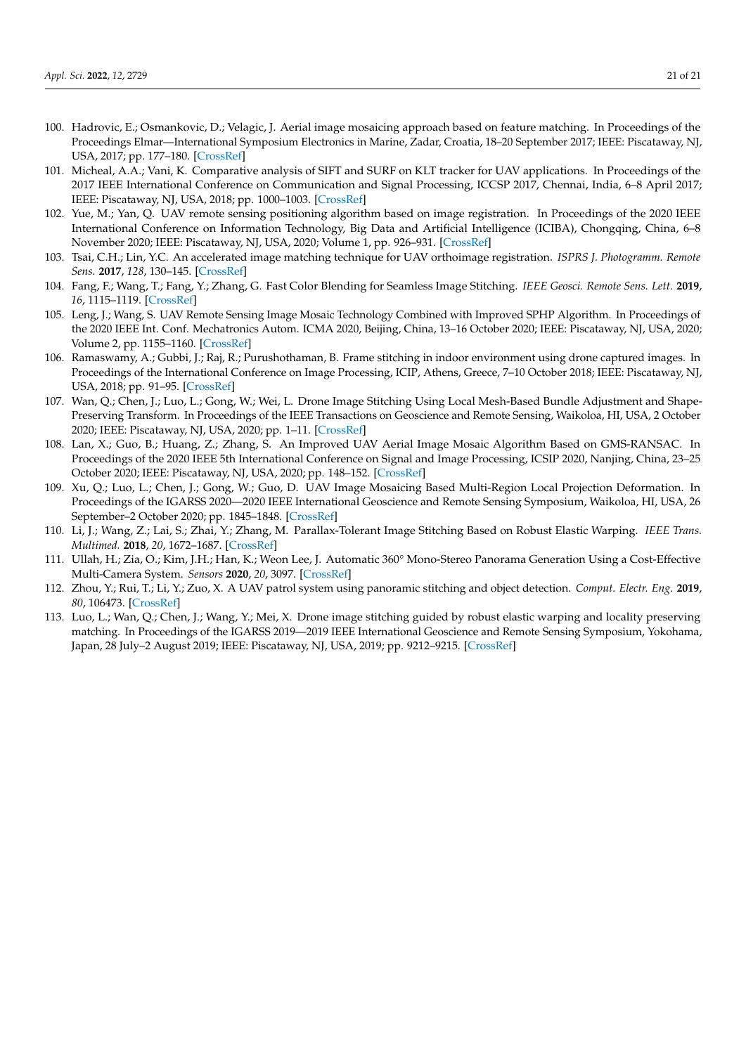100. Hadrovic, E.; Osmankovic, D.; Velagic, J. Aerial image mosaicing approach based on feature matching. In Proceedings of the Proceedings Elmar—International Symposium Electronics in Marine, Zadar, Croatia, 18–20 September 2017; IEEE: Piscataway, NJ, USA, 2017; pp. 177–180. [CrossRef]
101. Micheal, A.A.; Vani, K. Comparative analysis of SIFT and SURF on KLT tracker for UAV applications. In Proceedings of the 2017 IEEE International Conference on Communication and Signal Processing, ICCSP 2017, Chennai, India, 6–8 April 2017; IEEE: Piscataway, NJ, USA, 2018; pp. 1000–1003. [CrossRef]
102. Yue, M.; Yan, Q. UAV remote sensing positioning algorithm based on image registration. In Proceedings of the 2020 IEEE International Conference on Information Technology, Big Data and Artificial Intelligence (ICIBA), Chongqing, China, 6–8 November 2020; IEEE: Piscataway, NJ, USA, 2020; Volume 1, pp. 926–931. [CrossRef]
103. Tsai, C.H.; Lin, Y.C. An accelerated image matching technique for UAV orthoimage registration. *ISPRS J. Photogramm. Remote Sens.* **2017**, *128*, 130–145. [CrossRef]
104. Fang, F.; Wang, T.; Fang, Y.; Zhang, G. Fast Color Blending for Seamless Image Stitching. *IEEE Geosci. Remote Sens. Lett.* **2019**, *16*, 1115–1119. [CrossRef]
105. Leng, J.; Wang, S. UAV Remote Sensing Image Mosaic Technology Combined with Improved SPHP Algorithm. In Proceedings of the 2020 IEEE Int. Conf. Mechatronics Autom. ICMA 2020, Beijing, China, 13–16 October 2020; IEEE: Piscataway, NJ, USA, 2020; Volume 2, pp. 1155–1160. [CrossRef]
106. Ramaswamy, A.; Gubbi, J.; Raj, R.; Purushothaman, B. Frame stitching in indoor environment using drone captured images. In Proceedings of the International Conference on Image Processing, ICIP, Athens, Greece, 7–10 October 2018; IEEE: Piscataway, NJ, USA, 2018; pp. 91–95. [CrossRef]
107. Wan, Q.; Chen, J.; Luo, L.; Gong, W.; Wei, L. Drone Image Stitching Using Local Mesh-Based Bundle Adjustment and Shape-Preserving Transform. In Proceedings of the IEEE Transactions on Geoscience and Remote Sensing, Waikoloa, HI, USA, 2 October 2020; IEEE: Piscataway, NJ, USA, 2020; pp. 1–11. [CrossRef]
108. Lan, X.; Guo, B.; Huang, Z.; Zhang, S. An Improved UAV Aerial Image Mosaic Algorithm Based on GMS-RANSAC. In Proceedings of the 2020 IEEE 5th International Conference on Signal and Image Processing, ICSIP 2020, Nanjing, China, 23–25 October 2020; IEEE: Piscataway, NJ, USA, 2020; pp. 148–152. [CrossRef]
109. Xu, Q.; Luo, L.; Chen, J.; Gong, W.; Guo, D. UAV Image Mosaicing Based Multi-Region Local Projection Deformation. In Proceedings of the IGARSS 2020—2020 IEEE International Geoscience and Remote Sensing Symposium, Waikoloa, HI, USA, 26 September–2 October 2020; pp. 1845–1848. [CrossRef]
110. Li, J.; Wang, Z.; Lai, S.; Zhai, Y.; Zhang, M. Parallax-Tolerant Image Stitching Based on Robust Elastic Warping. *IEEE Trans. Multimed.* **2018**, *20*, 1672–1687. [CrossRef]
111. Ullah, H.; Zia, O.; Kim, J.H.; Han, K.; Weon Lee, J. Automatic 360° Mono-Stereo Panorama Generation Using a Cost-Effective Multi-Camera System. *Sensors* **2020**, *20*, 3097. [CrossRef]
112. Zhou, Y.; Rui, T.; Li, Y.; Zuo, X. A UAV patrol system using panoramic stitching and object detection. *Comput. Electr. Eng.* **2019**, *80*, 106473. [CrossRef]
113. Luo, L.; Wan, Q.; Chen, J.; Wang, Y.; Mei, X. Drone image stitching guided by robust elastic warping and locality preserving matching. In Proceedings of the IGARSS 2019—2019 IEEE International Geoscience and Remote Sensing Symposium, Yokohama, Japan, 28 July–2 August 2019; IEEE: Piscataway, NJ, USA, 2019; pp. 9212–9215. [CrossRef]